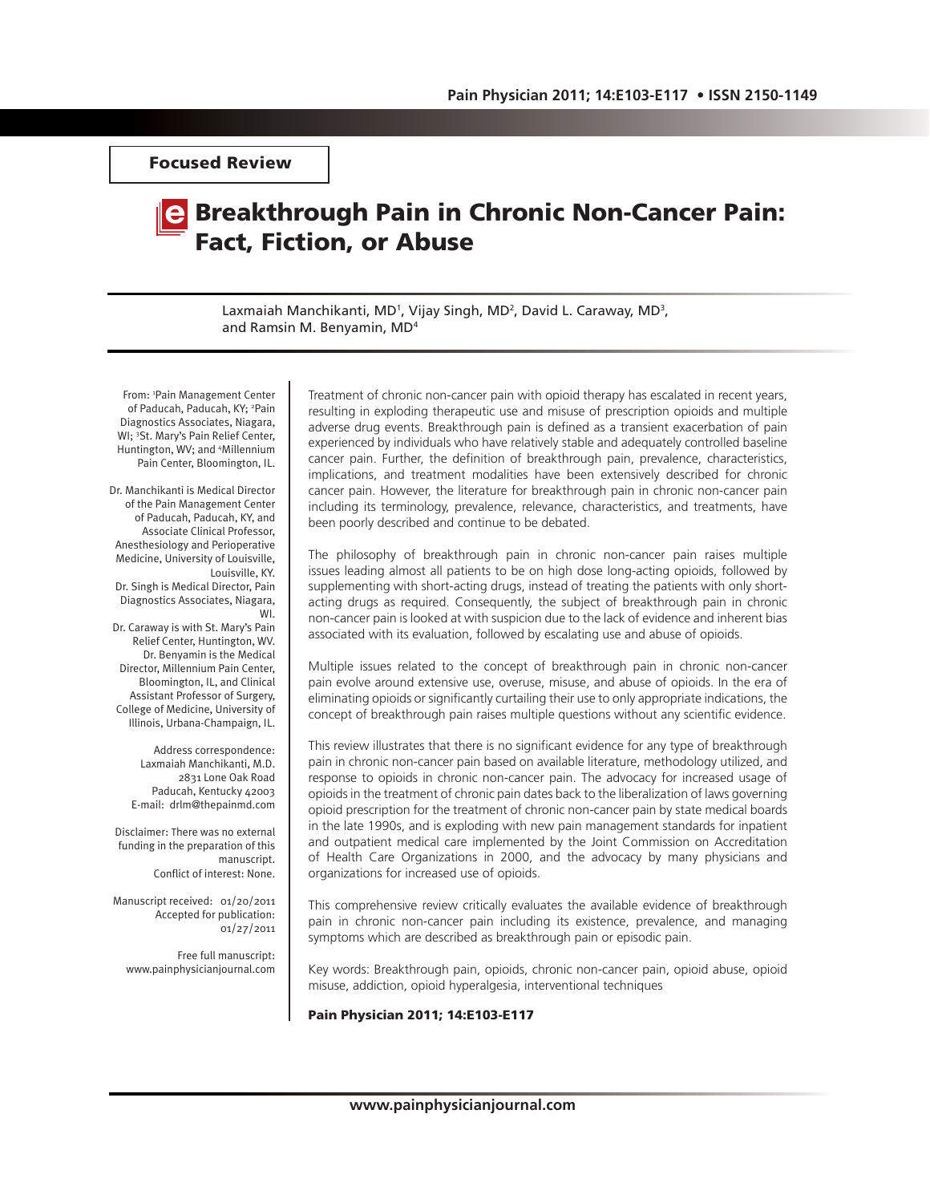Focused Review

# Breakthrough Pain in Chronic Non-Cancer Pain: Fact, Fiction, or Abuse

Laxmaiah Manchikanti, MD[1], Vijay Singh, MD[2], David L. Caraway, MD[3], and Ramsin M. Benyamin, MD[4]

From: [1]Pain Management Center of Paducah, Paducah, KY; [2]Pain Diagnostics Associates, Niagara, WI; [3]St. Mary's Pain Relief Center, Huntington, WV; and [4]Millennium Pain Center, Bloomington, IL.

Dr. Manchikanti is Medical Director of the Pain Management Center of Paducah, Paducah, KY, and Associate Clinical Professor, Anesthesiology and Perioperative Medicine, University of Louisville, Louisville, KY.
Dr. Singh is Medical Director, Pain Diagnostics Associates, Niagara, WI.
Dr. Caraway is with St. Mary's Pain Relief Center, Huntington, WV.
Dr. Benyamin is the Medical Director, Millennium Pain Center, Bloomington, IL, and Clinical Assistant Professor of Surgery, College of Medicine, University of Illinois, Urbana-Champaign, IL.

Address correspondence:
Laxmaiah Manchikanti, M.D.
2831 Lone Oak Road
Paducah, Kentucky 42003
E-mail: drlm@thepainmd.com

Disclaimer: There was no external funding in the preparation of this manuscript.
Conflict of interest: None.

Manuscript received: 01/20/2011
Accepted for publication: 01/27/2011

Free full manuscript:
www.painphysicianjournal.com

Treatment of chronic non-cancer pain with opioid therapy has escalated in recent years, resulting in exploding therapeutic use and misuse of prescription opioids and multiple adverse drug events. Breakthrough pain is defined as a transient exacerbation of pain experienced by individuals who have relatively stable and adequately controlled baseline cancer pain. Further, the definition of breakthrough pain, prevalence, characteristics, implications, and treatment modalities have been extensively described for chronic cancer pain. However, the literature for breakthrough pain in chronic non-cancer pain including its terminology, prevalence, relevance, characteristics, and treatments, have been poorly described and continue to be debated.

The philosophy of breakthrough pain in chronic non-cancer pain raises multiple issues leading almost all patients to be on high dose long-acting opioids, followed by supplementing with short-acting drugs, instead of treating the patients with only short-acting drugs as required. Consequently, the subject of breakthrough pain in chronic non-cancer pain is looked at with suspicion due to the lack of evidence and inherent bias associated with its evaluation, followed by escalating use and abuse of opioids.

Multiple issues related to the concept of breakthrough pain in chronic non-cancer pain evolve around extensive use, overuse, misuse, and abuse of opioids. In the era of eliminating opioids or significantly curtailing their use to only appropriate indications, the concept of breakthrough pain raises multiple questions without any scientific evidence.

This review illustrates that there is no significant evidence for any type of breakthrough pain in chronic non-cancer pain based on available literature, methodology utilized, and response to opioids in chronic non-cancer pain. The advocacy for increased usage of opioids in the treatment of chronic pain dates back to the liberalization of laws governing opioid prescription for the treatment of chronic non-cancer pain by state medical boards in the late 1990s, and is exploding with new pain management standards for inpatient and outpatient medical care implemented by the Joint Commission on Accreditation of Health Care Organizations in 2000, and the advocacy by many physicians and organizations for increased use of opioids.

This comprehensive review critically evaluates the available evidence of breakthrough pain in chronic non-cancer pain including its existence, prevalence, and managing symptoms which are described as breakthrough pain or episodic pain.

Key words: Breakthrough pain, opioids, chronic non-cancer pain, opioid abuse, opioid misuse, addiction, opioid hyperalgesia, interventional techniques

**Pain Physician 2011; 14:E103-E117**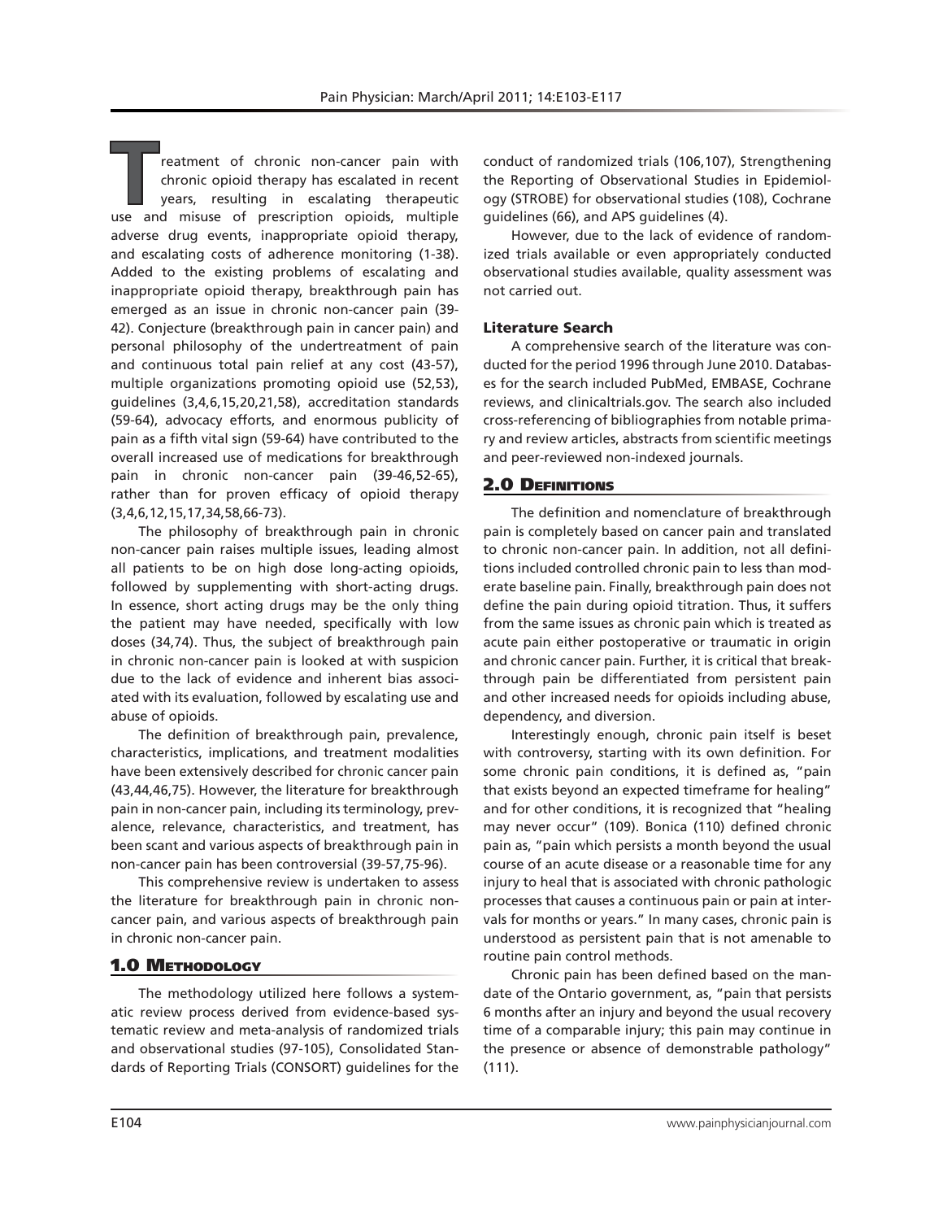Treatment of chronic non-cancer pain with chronic opioid therapy has escalated in recent years, resulting in escalating therapeutic use and misuse of prescription opioids, multiple adverse drug events, inappropriate opioid therapy, and escalating costs of adherence monitoring (1-38). Added to the existing problems of escalating and inappropriate opioid therapy, breakthrough pain has emerged as an issue in chronic non-cancer pain (39-42). Conjecture (breakthrough pain in cancer pain) and personal philosophy of the undertreatment of pain and continuous total pain relief at any cost (43-57), multiple organizations promoting opioid use (52,53), guidelines (3,4,6,15,20,21,58), accreditation standards (59-64), advocacy efforts, and enormous publicity of pain as a fifth vital sign (59-64) have contributed to the overall increased use of medications for breakthrough pain in chronic non-cancer pain (39-46,52-65), rather than for proven efficacy of opioid therapy (3,4,6,12,15,17,34,58,66-73).

The philosophy of breakthrough pain in chronic non-cancer pain raises multiple issues, leading almost all patients to be on high dose long-acting opioids, followed by supplementing with short-acting drugs. In essence, short acting drugs may be the only thing the patient may have needed, specifically with low doses (34,74). Thus, the subject of breakthrough pain in chronic non-cancer pain is looked at with suspicion due to the lack of evidence and inherent bias associated with its evaluation, followed by escalating use and abuse of opioids.

The definition of breakthrough pain, prevalence, characteristics, implications, and treatment modalities have been extensively described for chronic cancer pain (43,44,46,75). However, the literature for breakthrough pain in non-cancer pain, including its terminology, prevalence, relevance, characteristics, and treatment, has been scant and various aspects of breakthrough pain in non-cancer pain has been controversial (39-57,75-96).

This comprehensive review is undertaken to assess the literature for breakthrough pain in chronic non-cancer pain, and various aspects of breakthrough pain in chronic non-cancer pain.

## 1.0 Methodology

The methodology utilized here follows a systematic review process derived from evidence-based systematic review and meta-analysis of randomized trials and observational studies (97-105), Consolidated Standards of Reporting Trials (CONSORT) guidelines for the conduct of randomized trials (106,107), Strengthening the Reporting of Observational Studies in Epidemiology (STROBE) for observational studies (108), Cochrane guidelines (66), and APS guidelines (4).

However, due to the lack of evidence of randomized trials available or even appropriately conducted observational studies available, quality assessment was not carried out.

### Literature Search

A comprehensive search of the literature was conducted for the period 1996 through June 2010. Databases for the search included PubMed, EMBASE, Cochrane reviews, and clinicaltrials.gov. The search also included cross-referencing of bibliographies from notable primary and review articles, abstracts from scientific meetings and peer-reviewed non-indexed journals.

## 2.0 Definitions

The definition and nomenclature of breakthrough pain is completely based on cancer pain and translated to chronic non-cancer pain. In addition, not all definitions included controlled chronic pain to less than moderate baseline pain. Finally, breakthrough pain does not define the pain during opioid titration. Thus, it suffers from the same issues as chronic pain which is treated as acute pain either postoperative or traumatic in origin and chronic cancer pain. Further, it is critical that breakthrough pain be differentiated from persistent pain and other increased needs for opioids including abuse, dependency, and diversion.

Interestingly enough, chronic pain itself is beset with controversy, starting with its own definition. For some chronic pain conditions, it is defined as, "pain that exists beyond an expected timeframe for healing" and for other conditions, it is recognized that "healing may never occur" (109). Bonica (110) defined chronic pain as, "pain which persists a month beyond the usual course of an acute disease or a reasonable time for any injury to heal that is associated with chronic pathologic processes that causes a continuous pain or pain at intervals for months or years." In many cases, chronic pain is understood as persistent pain that is not amenable to routine pain control methods.

Chronic pain has been defined based on the mandate of the Ontario government, as, "pain that persists 6 months after an injury and beyond the usual recovery time of a comparable injury; this pain may continue in the presence or absence of demonstrable pathology" (111).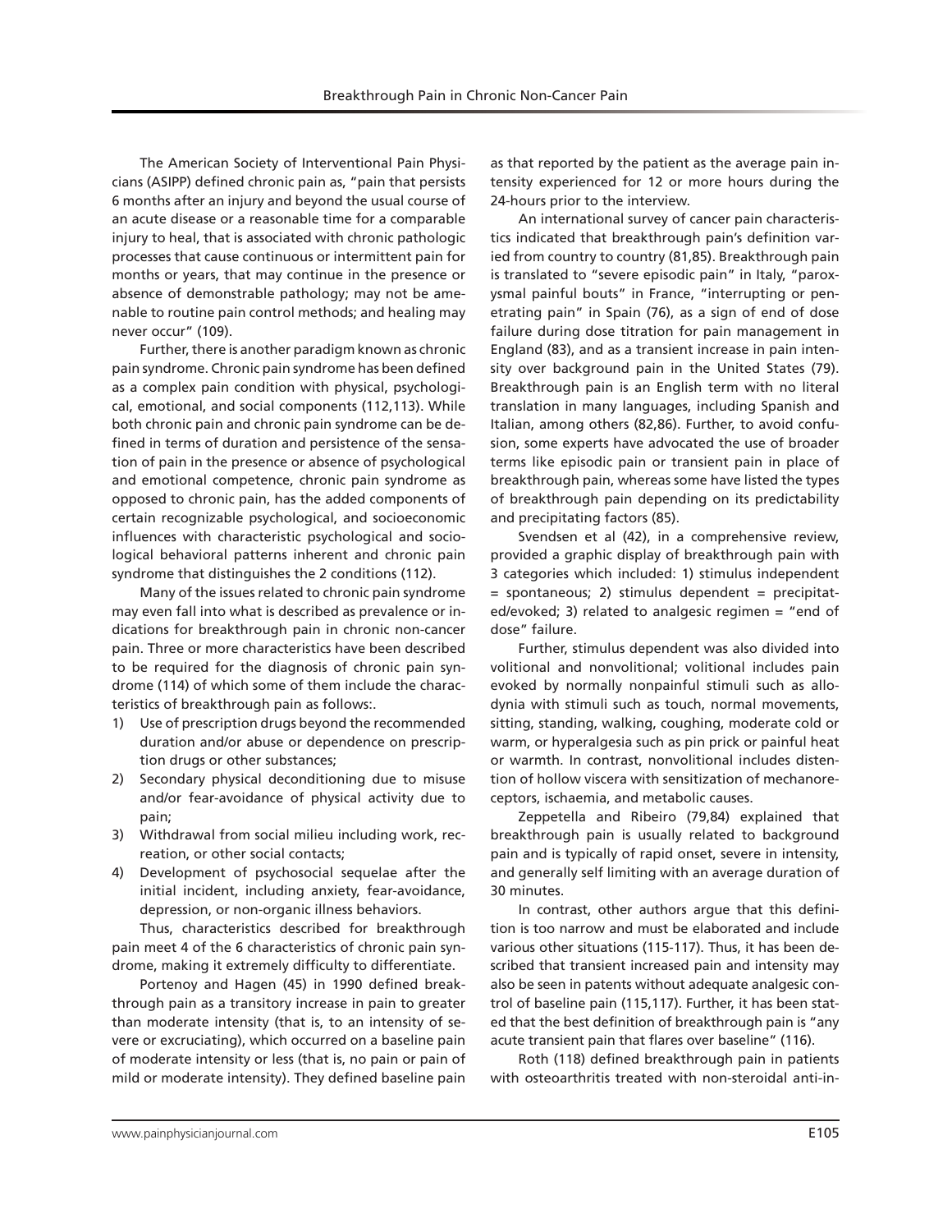The American Society of Interventional Pain Physicians (ASIPP) defined chronic pain as, "pain that persists 6 months after an injury and beyond the usual course of an acute disease or a reasonable time for a comparable injury to heal, that is associated with chronic pathologic processes that cause continuous or intermittent pain for months or years, that may continue in the presence or absence of demonstrable pathology; may not be amenable to routine pain control methods; and healing may never occur" (109).

Further, there is another paradigm known as chronic pain syndrome. Chronic pain syndrome has been defined as a complex pain condition with physical, psychological, emotional, and social components (112,113). While both chronic pain and chronic pain syndrome can be defined in terms of duration and persistence of the sensation of pain in the presence or absence of psychological and emotional competence, chronic pain syndrome as opposed to chronic pain, has the added components of certain recognizable psychological, and socioeconomic influences with characteristic psychological and sociological behavioral patterns inherent and chronic pain syndrome that distinguishes the 2 conditions (112).

Many of the issues related to chronic pain syndrome may even fall into what is described as prevalence or indications for breakthrough pain in chronic non-cancer pain. Three or more characteristics have been described to be required for the diagnosis of chronic pain syndrome (114) of which some of them include the characteristics of breakthrough pain as follows:.

1) Use of prescription drugs beyond the recommended duration and/or abuse or dependence on prescription drugs or other substances;
2) Secondary physical deconditioning due to misuse and/or fear-avoidance of physical activity due to pain;
3) Withdrawal from social milieu including work, recreation, or other social contacts;
4) Development of psychosocial sequelae after the initial incident, including anxiety, fear-avoidance, depression, or non-organic illness behaviors.

Thus, characteristics described for breakthrough pain meet 4 of the 6 characteristics of chronic pain syndrome, making it extremely difficulty to differentiate.

Portenoy and Hagen (45) in 1990 defined breakthrough pain as a transitory increase in pain to greater than moderate intensity (that is, to an intensity of severe or excruciating), which occurred on a baseline pain of moderate intensity or less (that is, no pain or pain of mild or moderate intensity). They defined baseline pain as that reported by the patient as the average pain intensity experienced for 12 or more hours during the 24-hours prior to the interview.

An international survey of cancer pain characteristics indicated that breakthrough pain's definition varied from country to country (81,85). Breakthrough pain is translated to "severe episodic pain" in Italy, "paroxysmal painful bouts" in France, "interrupting or penetrating pain" in Spain (76), as a sign of end of dose failure during dose titration for pain management in England (83), and as a transient increase in pain intensity over background pain in the United States (79). Breakthrough pain is an English term with no literal translation in many languages, including Spanish and Italian, among others (82,86). Further, to avoid confusion, some experts have advocated the use of broader terms like episodic pain or transient pain in place of breakthrough pain, whereas some have listed the types of breakthrough pain depending on its predictability and precipitating factors (85).

Svendsen et al (42), in a comprehensive review, provided a graphic display of breakthrough pain with 3 categories which included: 1) stimulus independent = spontaneous; 2) stimulus dependent = precipitated/evoked; 3) related to analgesic regimen = "end of dose" failure.

Further, stimulus dependent was also divided into volitional and nonvolitional; volitional includes pain evoked by normally nonpainful stimuli such as allodynia with stimuli such as touch, normal movements, sitting, standing, walking, coughing, moderate cold or warm, or hyperalgesia such as pin prick or painful heat or warmth. In contrast, nonvolitional includes distention of hollow viscera with sensitization of mechanoreceptors, ischaemia, and metabolic causes.

Zeppetella and Ribeiro (79,84) explained that breakthrough pain is usually related to background pain and is typically of rapid onset, severe in intensity, and generally self limiting with an average duration of 30 minutes.

In contrast, other authors argue that this definition is too narrow and must be elaborated and include various other situations (115-117). Thus, it has been described that transient increased pain and intensity may also be seen in patents without adequate analgesic control of baseline pain (115,117). Further, it has been stated that the best definition of breakthrough pain is "any acute transient pain that flares over baseline" (116).

Roth (118) defined breakthrough pain in patients with osteoarthritis treated with non-steroidal anti-in-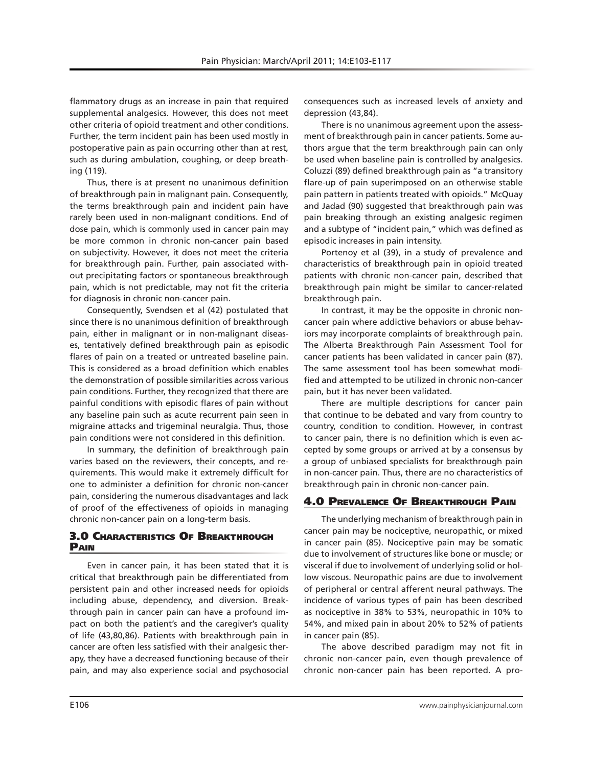flammatory drugs as an increase in pain that required supplemental analgesics. However, this does not meet other criteria of opioid treatment and other conditions. Further, the term incident pain has been used mostly in postoperative pain as pain occurring other than at rest, such as during ambulation, coughing, or deep breathing (119).

Thus, there is at present no unanimous definition of breakthrough pain in malignant pain. Consequently, the terms breakthrough pain and incident pain have rarely been used in non-malignant conditions. End of dose pain, which is commonly used in cancer pain may be more common in chronic non-cancer pain based on subjectivity. However, it does not meet the criteria for breakthrough pain. Further, pain associated without precipitating factors or spontaneous breakthrough pain, which is not predictable, may not fit the criteria for diagnosis in chronic non-cancer pain.

Consequently, Svendsen et al (42) postulated that since there is no unanimous definition of breakthrough pain, either in malignant or in non-malignant diseases, tentatively defined breakthrough pain as episodic flares of pain on a treated or untreated baseline pain. This is considered as a broad definition which enables the demonstration of possible similarities across various pain conditions. Further, they recognized that there are painful conditions with episodic flares of pain without any baseline pain such as acute recurrent pain seen in migraine attacks and trigeminal neuralgia. Thus, those pain conditions were not considered in this definition.

In summary, the definition of breakthrough pain varies based on the reviewers, their concepts, and requirements. This would make it extremely difficult for one to administer a definition for chronic non-cancer pain, considering the numerous disadvantages and lack of proof of the effectiveness of opioids in managing chronic non-cancer pain on a long-term basis.

## 3.0 Characteristics Of Breakthrough Pain

Even in cancer pain, it has been stated that it is critical that breakthrough pain be differentiated from persistent pain and other increased needs for opioids including abuse, dependency, and diversion. Breakthrough pain in cancer pain can have a profound impact on both the patient's and the caregiver's quality of life (43,80,86). Patients with breakthrough pain in cancer are often less satisfied with their analgesic therapy, they have a decreased functioning because of their pain, and may also experience social and psychosocial consequences such as increased levels of anxiety and depression (43,84).

There is no unanimous agreement upon the assessment of breakthrough pain in cancer patients. Some authors argue that the term breakthrough pain can only be used when baseline pain is controlled by analgesics. Coluzzi (89) defined breakthrough pain as "a transitory flare-up of pain superimposed on an otherwise stable pain pattern in patients treated with opioids." McQuay and Jadad (90) suggested that breakthrough pain was pain breaking through an existing analgesic regimen and a subtype of "incident pain," which was defined as episodic increases in pain intensity.

Portenoy et al (39), in a study of prevalence and characteristics of breakthrough pain in opioid treated patients with chronic non-cancer pain, described that breakthrough pain might be similar to cancer-related breakthrough pain.

In contrast, it may be the opposite in chronic non-cancer pain where addictive behaviors or abuse behaviors may incorporate complaints of breakthrough pain. The Alberta Breakthrough Pain Assessment Tool for cancer patients has been validated in cancer pain (87). The same assessment tool has been somewhat modified and attempted to be utilized in chronic non-cancer pain, but it has never been validated.

There are multiple descriptions for cancer pain that continue to be debated and vary from country to country, condition to condition. However, in contrast to cancer pain, there is no definition which is even accepted by some groups or arrived at by a consensus by a group of unbiased specialists for breakthrough pain in non-cancer pain. Thus, there are no characteristics of breakthrough pain in chronic non-cancer pain.

## 4.0 Prevalence Of Breakthrough Pain

The underlying mechanism of breakthrough pain in cancer pain may be nociceptive, neuropathic, or mixed in cancer pain (85). Nociceptive pain may be somatic due to involvement of structures like bone or muscle; or visceral if due to involvement of underlying solid or hollow viscous. Neuropathic pains are due to involvement of peripheral or central afferent neural pathways. The incidence of various types of pain has been described as nociceptive in 38% to 53%, neuropathic in 10% to 54%, and mixed pain in about 20% to 52% of patients in cancer pain (85).

The above described paradigm may not fit in chronic non-cancer pain, even though prevalence of chronic non-cancer pain has been reported. A pro-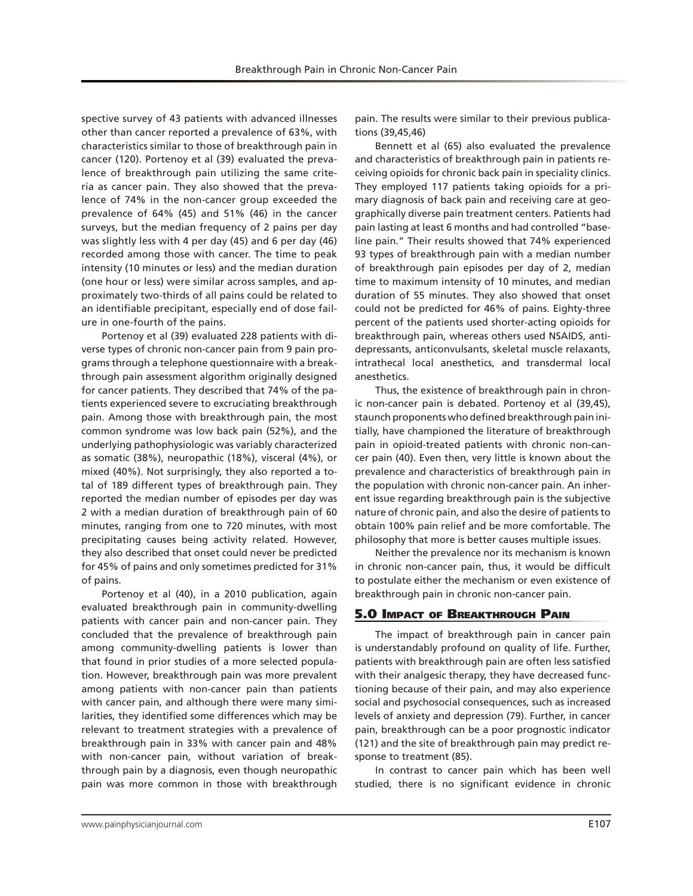spective survey of 43 patients with advanced illnesses other than cancer reported a prevalence of 63%, with characteristics similar to those of breakthrough pain in cancer (120). Portenoy et al (39) evaluated the prevalence of breakthrough pain utilizing the same criteria as cancer pain. They also showed that the prevalence of 74% in the non-cancer group exceeded the prevalence of 64% (45) and 51% (46) in the cancer surveys, but the median frequency of 2 pains per day was slightly less with 4 per day (45) and 6 per day (46) recorded among those with cancer. The time to peak intensity (10 minutes or less) and the median duration (one hour or less) were similar across samples, and approximately two-thirds of all pains could be related to an identifiable precipitant, especially end of dose failure in one-fourth of the pains.

Portenoy et al (39) evaluated 228 patients with diverse types of chronic non-cancer pain from 9 pain programs through a telephone questionnaire with a breakthrough pain assessment algorithm originally designed for cancer patients. They described that 74% of the patients experienced severe to excruciating breakthrough pain. Among those with breakthrough pain, the most common syndrome was low back pain (52%), and the underlying pathophysiologic was variably characterized as somatic (38%), neuropathic (18%), visceral (4%), or mixed (40%). Not surprisingly, they also reported a total of 189 different types of breakthrough pain. They reported the median number of episodes per day was 2 with a median duration of breakthrough pain of 60 minutes, ranging from one to 720 minutes, with most precipitating causes being activity related. However, they also described that onset could never be predicted for 45% of pains and only sometimes predicted for 31% of pains.

Portenoy et al (40), in a 2010 publication, again evaluated breakthrough pain in community-dwelling patients with cancer pain and non-cancer pain. They concluded that the prevalence of breakthrough pain among community-dwelling patients is lower than that found in prior studies of a more selected population. However, breakthrough pain was more prevalent among patients with non-cancer pain than patients with cancer pain, and although there were many similarities, they identified some differences which may be relevant to treatment strategies with a prevalence of breakthrough pain in 33% with cancer pain and 48% with non-cancer pain, without variation of breakthrough pain by a diagnosis, even though neuropathic pain was more common in those with breakthrough pain. The results were similar to their previous publications (39,45,46)

Bennett et al (65) also evaluated the prevalence and characteristics of breakthrough pain in patients receiving opioids for chronic back pain in speciality clinics. They employed 117 patients taking opioids for a primary diagnosis of back pain and receiving care at geographically diverse pain treatment centers. Patients had pain lasting at least 6 months and had controlled "baseline pain." Their results showed that 74% experienced 93 types of breakthrough pain with a median number of breakthrough pain episodes per day of 2, median time to maximum intensity of 10 minutes, and median duration of 55 minutes. They also showed that onset could not be predicted for 46% of pains. Eighty-three percent of the patients used shorter-acting opioids for breakthrough pain, whereas others used NSAIDS, antidepressants, anticonvulsants, skeletal muscle relaxants, intrathecal local anesthetics, and transdermal local anesthetics.

Thus, the existence of breakthrough pain in chronic non-cancer pain is debated. Portenoy et al (39,45), staunch proponents who defined breakthrough pain initially, have championed the literature of breakthrough pain in opioid-treated patients with chronic non-cancer pain (40). Even then, very little is known about the prevalence and characteristics of breakthrough pain in the population with chronic non-cancer pain. An inherent issue regarding breakthrough pain is the subjective nature of chronic pain, and also the desire of patients to obtain 100% pain relief and be more comfortable. The philosophy that more is better causes multiple issues.

Neither the prevalence nor its mechanism is known in chronic non-cancer pain, thus, it would be difficult to postulate either the mechanism or even existence of breakthrough pain in chronic non-cancer pain.

## 5.0 Impact of Breakthrough Pain

The impact of breakthrough pain in cancer pain is understandably profound on quality of life. Further, patients with breakthrough pain are often less satisfied with their analgesic therapy, they have decreased functioning because of their pain, and may also experience social and psychosocial consequences, such as increased levels of anxiety and depression (79). Further, in cancer pain, breakthrough can be a poor prognostic indicator (121) and the site of breakthrough pain may predict response to treatment (85).

In contrast to cancer pain which has been well studied, there is no significant evidence in chronic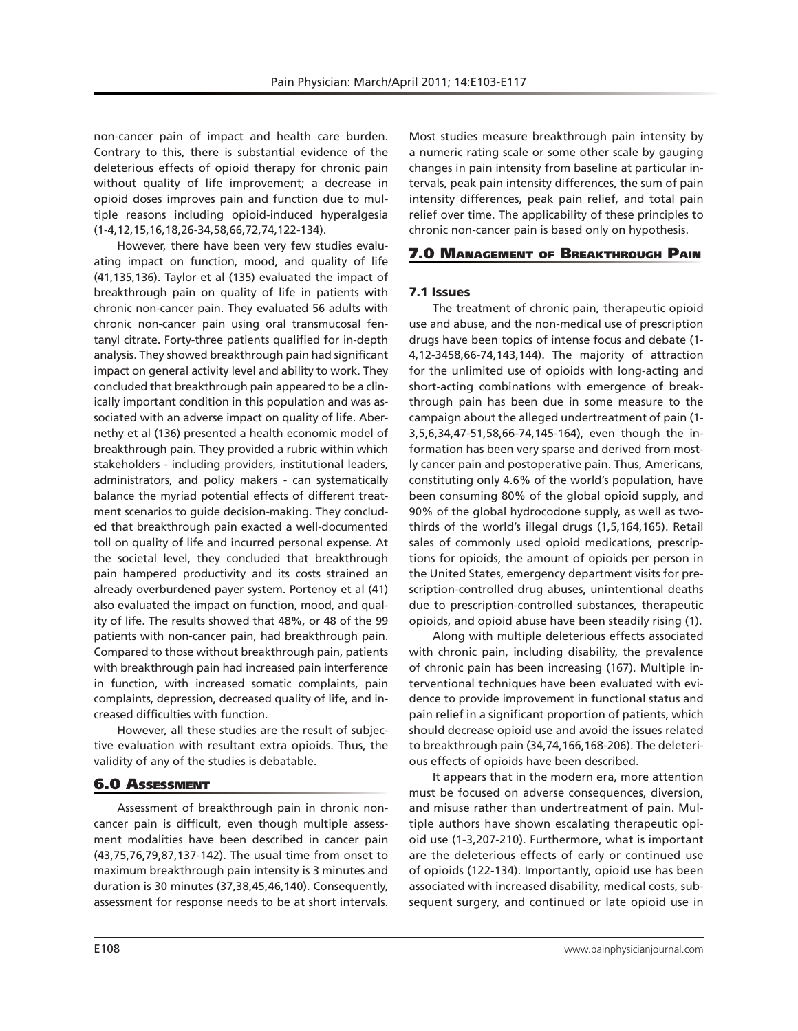non-cancer pain of impact and health care burden. Contrary to this, there is substantial evidence of the deleterious effects of opioid therapy for chronic pain without quality of life improvement; a decrease in opioid doses improves pain and function due to multiple reasons including opioid-induced hyperalgesia (1-4,12,15,16,18,26-34,58,66,72,74,122-134).

However, there have been very few studies evaluating impact on function, mood, and quality of life (41,135,136). Taylor et al (135) evaluated the impact of breakthrough pain on quality of life in patients with chronic non-cancer pain. They evaluated 56 adults with chronic non-cancer pain using oral transmucosal fentanyl citrate. Forty-three patients qualified for in-depth analysis. They showed breakthrough pain had significant impact on general activity level and ability to work. They concluded that breakthrough pain appeared to be a clinically important condition in this population and was associated with an adverse impact on quality of life. Abernethy et al (136) presented a health economic model of breakthrough pain. They provided a rubric within which stakeholders - including providers, institutional leaders, administrators, and policy makers - can systematically balance the myriad potential effects of different treatment scenarios to guide decision-making. They concluded that breakthrough pain exacted a well-documented toll on quality of life and incurred personal expense. At the societal level, they concluded that breakthrough pain hampered productivity and its costs strained an already overburdened payer system. Portenoy et al (41) also evaluated the impact on function, mood, and quality of life. The results showed that 48%, or 48 of the 99 patients with non-cancer pain, had breakthrough pain. Compared to those without breakthrough pain, patients with breakthrough pain had increased pain interference in function, with increased somatic complaints, pain complaints, depression, decreased quality of life, and increased difficulties with function.

However, all these studies are the result of subjective evaluation with resultant extra opioids. Thus, the validity of any of the studies is debatable.

## 6.0 Assessment

Assessment of breakthrough pain in chronic non-cancer pain is difficult, even though multiple assessment modalities have been described in cancer pain (43,75,76,79,87,137-142). The usual time from onset to maximum breakthrough pain intensity is 3 minutes and duration is 30 minutes (37,38,45,46,140). Consequently, assessment for response needs to be at short intervals. Most studies measure breakthrough pain intensity by a numeric rating scale or some other scale by gauging changes in pain intensity from baseline at particular intervals, peak pain intensity differences, the sum of pain intensity differences, peak pain relief, and total pain relief over time. The applicability of these principles to chronic non-cancer pain is based only on hypothesis.

## 7.0 Management of Breakthrough Pain

### 7.1 Issues

The treatment of chronic pain, therapeutic opioid use and abuse, and the non-medical use of prescription drugs have been topics of intense focus and debate (1-4,12-3458,66-74,143,144). The majority of attraction for the unlimited use of opioids with long-acting and short-acting combinations with emergence of breakthrough pain has been due in some measure to the campaign about the alleged undertreatment of pain (1-3,5,6,34,47-51,58,66-74,145-164), even though the information has been very sparse and derived from mostly cancer pain and postoperative pain. Thus, Americans, constituting only 4.6% of the world's population, have been consuming 80% of the global opioid supply, and 90% of the global hydrocodone supply, as well as two-thirds of the world's illegal drugs (1,5,164,165). Retail sales of commonly used opioid medications, prescriptions for opioids, the amount of opioids per person in the United States, emergency department visits for prescription-controlled drug abuses, unintentional deaths due to prescription-controlled substances, therapeutic opioids, and opioid abuse have been steadily rising (1).

Along with multiple deleterious effects associated with chronic pain, including disability, the prevalence of chronic pain has been increasing (167). Multiple interventional techniques have been evaluated with evidence to provide improvement in functional status and pain relief in a significant proportion of patients, which should decrease opioid use and avoid the issues related to breakthrough pain (34,74,166,168-206). The deleterious effects of opioids have been described.

It appears that in the modern era, more attention must be focused on adverse consequences, diversion, and misuse rather than undertreatment of pain. Multiple authors have shown escalating therapeutic opioid use (1-3,207-210). Furthermore, what is important are the deleterious effects of early or continued use of opioids (122-134). Importantly, opioid use has been associated with increased disability, medical costs, subsequent surgery, and continued or late opioid use in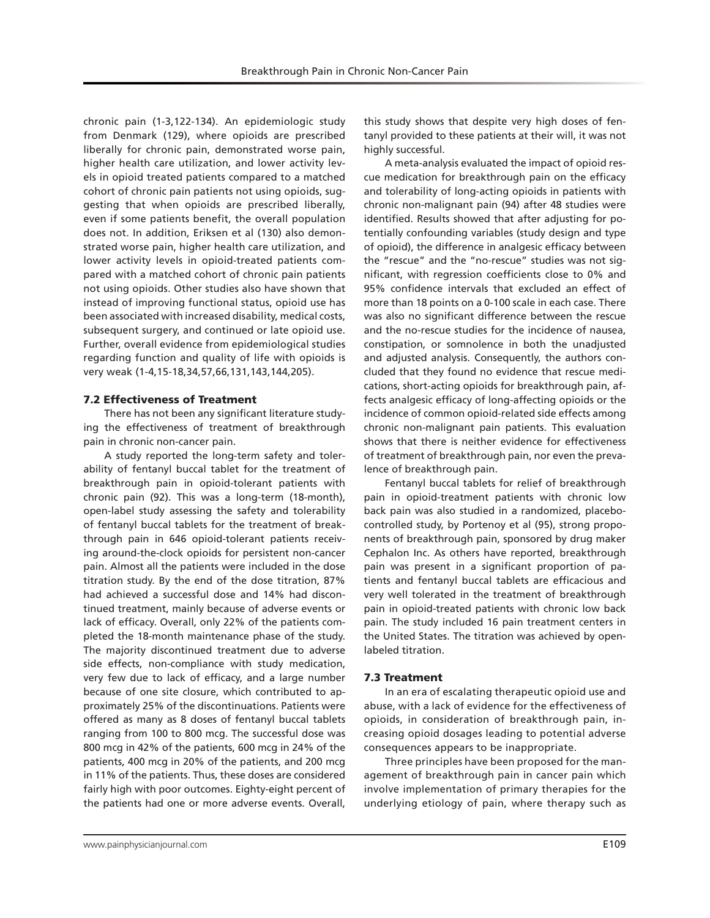chronic pain (1-3,122-134). An epidemiologic study from Denmark (129), where opioids are prescribed liberally for chronic pain, demonstrated worse pain, higher health care utilization, and lower activity levels in opioid treated patients compared to a matched cohort of chronic pain patients not using opioids, suggesting that when opioids are prescribed liberally, even if some patients benefit, the overall population does not. In addition, Eriksen et al (130) also demonstrated worse pain, higher health care utilization, and lower activity levels in opioid-treated patients compared with a matched cohort of chronic pain patients not using opioids. Other studies also have shown that instead of improving functional status, opioid use has been associated with increased disability, medical costs, subsequent surgery, and continued or late opioid use. Further, overall evidence from epidemiological studies regarding function and quality of life with opioids is very weak (1-4,15-18,34,57,66,131,143,144,205).

### 7.2 Effectiveness of Treatment

There has not been any significant literature studying the effectiveness of treatment of breakthrough pain in chronic non-cancer pain.

A study reported the long-term safety and tolerability of fentanyl buccal tablet for the treatment of breakthrough pain in opioid-tolerant patients with chronic pain (92). This was a long-term (18-month), open-label study assessing the safety and tolerability of fentanyl buccal tablets for the treatment of breakthrough pain in 646 opioid-tolerant patients receiving around-the-clock opioids for persistent non-cancer pain. Almost all the patients were included in the dose titration study. By the end of the dose titration, 87% had achieved a successful dose and 14% had discontinued treatment, mainly because of adverse events or lack of efficacy. Overall, only 22% of the patients completed the 18-month maintenance phase of the study. The majority discontinued treatment due to adverse side effects, non-compliance with study medication, very few due to lack of efficacy, and a large number because of one site closure, which contributed to approximately 25% of the discontinuations. Patients were offered as many as 8 doses of fentanyl buccal tablets ranging from 100 to 800 mcg. The successful dose was 800 mcg in 42% of the patients, 600 mcg in 24% of the patients, 400 mcg in 20% of the patients, and 200 mcg in 11% of the patients. Thus, these doses are considered fairly high with poor outcomes. Eighty-eight percent of the patients had one or more adverse events. Overall, this study shows that despite very high doses of fentanyl provided to these patients at their will, it was not highly successful.

A meta-analysis evaluated the impact of opioid rescue medication for breakthrough pain on the efficacy and tolerability of long-acting opioids in patients with chronic non-malignant pain (94) after 48 studies were identified. Results showed that after adjusting for potentially confounding variables (study design and type of opioid), the difference in analgesic efficacy between the "rescue" and the "no-rescue" studies was not significant, with regression coefficients close to 0% and 95% confidence intervals that excluded an effect of more than 18 points on a 0-100 scale in each case. There was also no significant difference between the rescue and the no-rescue studies for the incidence of nausea, constipation, or somnolence in both the unadjusted and adjusted analysis. Consequently, the authors concluded that they found no evidence that rescue medications, short-acting opioids for breakthrough pain, affects analgesic efficacy of long-affecting opioids or the incidence of common opioid-related side effects among chronic non-malignant pain patients. This evaluation shows that there is neither evidence for effectiveness of treatment of breakthrough pain, nor even the prevalence of breakthrough pain.

Fentanyl buccal tablets for relief of breakthrough pain in opioid-treatment patients with chronic low back pain was also studied in a randomized, placebo-controlled study, by Portenoy et al (95), strong proponents of breakthrough pain, sponsored by drug maker Cephalon Inc. As others have reported, breakthrough pain was present in a significant proportion of patients and fentanyl buccal tablets are efficacious and very well tolerated in the treatment of breakthrough pain in opioid-treated patients with chronic low back pain. The study included 16 pain treatment centers in the United States. The titration was achieved by open-labeled titration.

### 7.3 Treatment

In an era of escalating therapeutic opioid use and abuse, with a lack of evidence for the effectiveness of opioids, in consideration of breakthrough pain, increasing opioid dosages leading to potential adverse consequences appears to be inappropriate.

Three principles have been proposed for the management of breakthrough pain in cancer pain which involve implementation of primary therapies for the underlying etiology of pain, where therapy such as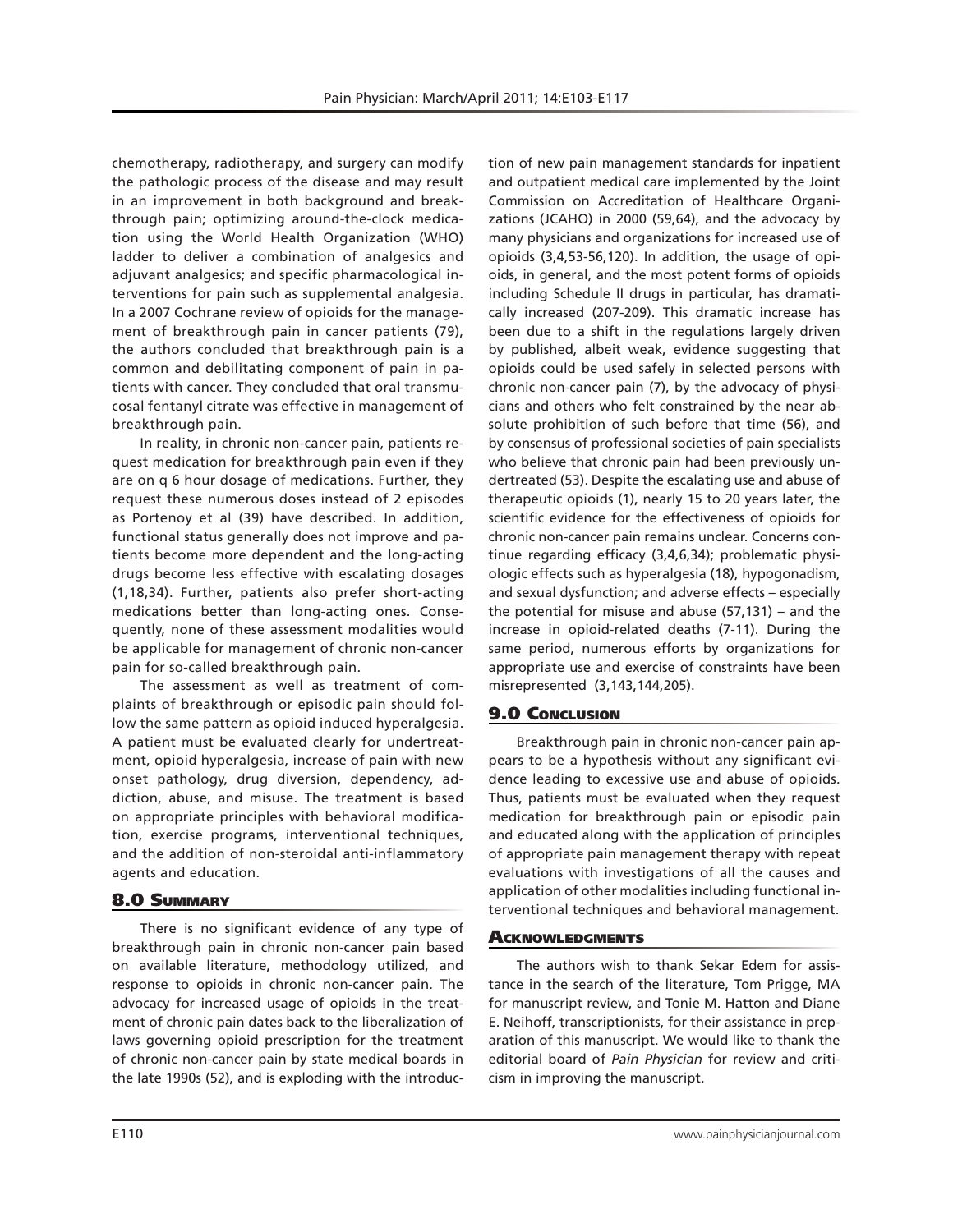chemotherapy, radiotherapy, and surgery can modify the pathologic process of the disease and may result in an improvement in both background and breakthrough pain; optimizing around-the-clock medication using the World Health Organization (WHO) ladder to deliver a combination of analgesics and adjuvant analgesics; and specific pharmacological interventions for pain such as supplemental analgesia. In a 2007 Cochrane review of opioids for the management of breakthrough pain in cancer patients (79), the authors concluded that breakthrough pain is a common and debilitating component of pain in patients with cancer. They concluded that oral transmucosal fentanyl citrate was effective in management of breakthrough pain.

In reality, in chronic non-cancer pain, patients request medication for breakthrough pain even if they are on q 6 hour dosage of medications. Further, they request these numerous doses instead of 2 episodes as Portenoy et al (39) have described. In addition, functional status generally does not improve and patients become more dependent and the long-acting drugs become less effective with escalating dosages (1,18,34). Further, patients also prefer short-acting medications better than long-acting ones. Consequently, none of these assessment modalities would be applicable for management of chronic non-cancer pain for so-called breakthrough pain.

The assessment as well as treatment of complaints of breakthrough or episodic pain should follow the same pattern as opioid induced hyperalgesia. A patient must be evaluated clearly for undertreatment, opioid hyperalgesia, increase of pain with new onset pathology, drug diversion, dependency, addiction, abuse, and misuse. The treatment is based on appropriate principles with behavioral modification, exercise programs, interventional techniques, and the addition of non-steroidal anti-inflammatory agents and education.

## 8.0 Summary

There is no significant evidence of any type of breakthrough pain in chronic non-cancer pain based on available literature, methodology utilized, and response to opioids in chronic non-cancer pain. The advocacy for increased usage of opioids in the treatment of chronic pain dates back to the liberalization of laws governing opioid prescription for the treatment of chronic non-cancer pain by state medical boards in the late 1990s (52), and is exploding with the introduction of new pain management standards for inpatient and outpatient medical care implemented by the Joint Commission on Accreditation of Healthcare Organizations (JCAHO) in 2000 (59,64), and the advocacy by many physicians and organizations for increased use of opioids (3,4,53-56,120). In addition, the usage of opioids, in general, and the most potent forms of opioids including Schedule II drugs in particular, has dramatically increased (207-209). This dramatic increase has been due to a shift in the regulations largely driven by published, albeit weak, evidence suggesting that opioids could be used safely in selected persons with chronic non-cancer pain (7), by the advocacy of physicians and others who felt constrained by the near absolute prohibition of such before that time (56), and by consensus of professional societies of pain specialists who believe that chronic pain had been previously undertreated (53). Despite the escalating use and abuse of therapeutic opioids (1), nearly 15 to 20 years later, the scientific evidence for the effectiveness of opioids for chronic non-cancer pain remains unclear. Concerns continue regarding efficacy (3,4,6,34); problematic physiologic effects such as hyperalgesia (18), hypogonadism, and sexual dysfunction; and adverse effects – especially the potential for misuse and abuse (57,131) – and the increase in opioid-related deaths (7-11). During the same period, numerous efforts by organizations for appropriate use and exercise of constraints have been misrepresented (3,143,144,205).

## 9.0 Conclusion

Breakthrough pain in chronic non-cancer pain appears to be a hypothesis without any significant evidence leading to excessive use and abuse of opioids. Thus, patients must be evaluated when they request medication for breakthrough pain or episodic pain and educated along with the application of principles of appropriate pain management therapy with repeat evaluations with investigations of all the causes and application of other modalities including functional interventional techniques and behavioral management.

## Acknowledgments

The authors wish to thank Sekar Edem for assistance in the search of the literature, Tom Prigge, MA for manuscript review, and Tonie M. Hatton and Diane E. Neihoff, transcriptionists, for their assistance in preparation of this manuscript. We would like to thank the editorial board of *Pain Physician* for review and criticism in improving the manuscript.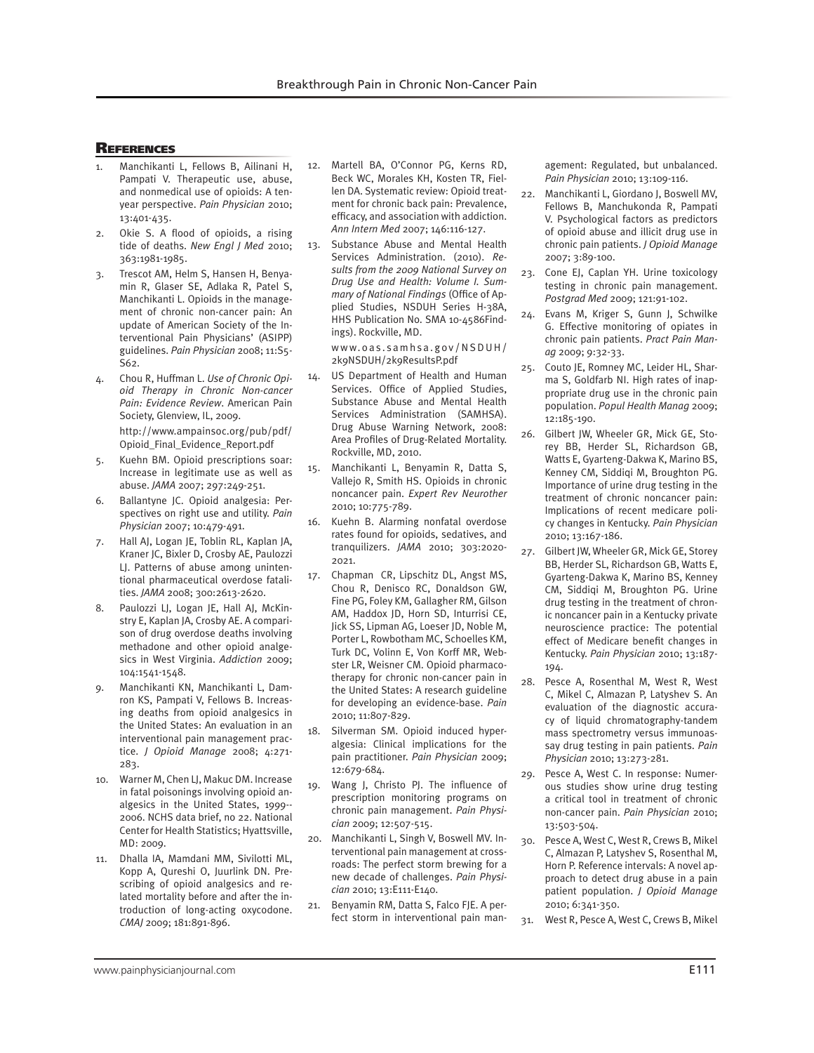## References

1. Manchikanti L, Fellows B, Ailinani H, Pampati V. Therapeutic use, abuse, and nonmedical use of opioids: A ten-year perspective. *Pain Physician* 2010; 13:401-435.
2. Okie S. A flood of opioids, a rising tide of deaths. *New Engl J Med* 2010; 363:1981-1985.
3. Trescot AM, Helm S, Hansen H, Benyamin R, Glaser SE, Adlaka R, Patel S, Manchikanti L. Opioids in the management of chronic non-cancer pain: An update of American Society of the Interventional Pain Physicians' (ASIPP) guidelines. *Pain Physician* 2008; 11:S5-S62.
4. Chou R, Huffman L. *Use of Chronic Opioid Therapy in Chronic Non-cancer Pain: Evidence Review*. American Pain Society, Glenview, IL, 2009. http://www.ampainsoc.org/pub/pdf/Opioid_Final_Evidence_Report.pdf
5. Kuehn BM. Opioid prescriptions soar: Increase in legitimate use as well as abuse. *JAMA* 2007; 297:249-251.
6. Ballantyne JC. Opioid analgesia: Perspectives on right use and utility. *Pain Physician* 2007; 10:479-491.
7. Hall AJ, Logan JE, Toblin RL, Kaplan JA, Kraner JC, Bixler D, Crosby AE, Paulozzi LJ. Patterns of abuse among unintentional pharmaceutical overdose fatalities. *JAMA* 2008; 300:2613-2620.
8. Paulozzi LJ, Logan JE, Hall AJ, McKinstry E, Kaplan JA, Crosby AE. A comparison of drug overdose deaths involving methadone and other opioid analgesics in West Virginia. *Addiction* 2009; 104:1541-1548.
9. Manchikanti KN, Manchikanti L, Damron KS, Pampati V, Fellows B. Increasing deaths from opioid analgesics in the United States: An evaluation in an interventional pain management practice. *J Opioid Manage* 2008; 4:271-283.
10. Warner M, Chen LJ, Makuc DM. Increase in fatal poisonings involving opioid analgesics in the United States, 1999--2006. NCHS data brief, no 22. National Center for Health Statistics; Hyattsville, MD: 2009.
11. Dhalla IA, Mamdani MM, Sivilotti ML, Kopp A, Qureshi O, Juurlink DN. Prescribing of opioid analgesics and related mortality before and after the introduction of long-acting oxycodone. *CMAJ* 2009; 181:891-896.
12. Martell BA, O'Connor PG, Kerns RD, Beck WC, Morales KH, Kosten TR, Fiellen DA. Systematic review: Opioid treatment for chronic back pain: Prevalence, efficacy, and association with addiction. *Ann Intern Med* 2007; 146:116-127.
13. Substance Abuse and Mental Health Services Administration. (2010). *Results from the 2009 National Survey on Drug Use and Health: Volume I. Summary of National Findings* (Office of Applied Studies, NSDUH Series H-38A, HHS Publication No. SMA 10-4586Findings). Rockville, MD. www.oas.samhsa.gov/NSDUH/2k9NSDUH/2k9ResultsP.pdf
14. US Department of Health and Human Services. Office of Applied Studies, Substance Abuse and Mental Health Services Administration (SAMHSA). Drug Abuse Warning Network, 2008: Area Profiles of Drug-Related Mortality. Rockville, MD, 2010.
15. Manchikanti L, Benyamin R, Datta S, Vallejo R, Smith HS. Opioids in chronic noncancer pain. *Expert Rev Neurother* 2010; 10:775-789.
16. Kuehn B. Alarming nonfatal overdose rates found for opioids, sedatives, and tranquilizers. *JAMA* 2010; 303:2020-2021.
17. Chapman CR, Lipschitz DL, Angst MS, Chou R, Denisco RC, Donaldson GW, Fine PG, Foley KM, Gallagher RM, Gilson AM, Haddox JD, Horn SD, Inturrisi CE, Jick SS, Lipman AG, Loeser JD, Noble M, Porter L, Rowbotham MC, Schoelles KM, Turk DC, Volinn E, Von Korff MR, Webster LR, Weisner CM. Opioid pharmacotherapy for chronic non-cancer pain in the United States: A research guideline for developing an evidence-base. *Pain* 2010; 11:807-829.
18. Silverman SM. Opioid induced hyperalgesia: Clinical implications for the pain practitioner. *Pain Physician* 2009; 12:679-684.
19. Wang J, Christo PJ. The influence of prescription monitoring programs on chronic pain management. *Pain Physician* 2009; 12:507-515.
20. Manchikanti L, Singh V, Boswell MV. Interventional pain management at crossroads: The perfect storm brewing for a new decade of challenges. *Pain Physician* 2010; 13:E111-E140.
21. Benyamin RM, Datta S, Falco FJE. A perfect storm in interventional pain management: Regulated, but unbalanced. *Pain Physician* 2010; 13:109-116.
22. Manchikanti L, Giordano J, Boswell MV, Fellows B, Manchukonda R, Pampati V. Psychological factors as predictors of opioid abuse and illicit drug use in chronic pain patients. *J Opioid Manage* 2007; 3:89-100.
23. Cone EJ, Caplan YH. Urine toxicology testing in chronic pain management. *Postgrad Med* 2009; 121:91-102.
24. Evans M, Kriger S, Gunn J, Schwilke G. Effective monitoring of opiates in chronic pain patients. *Pract Pain Manag* 2009; 9:32-33.
25. Couto JE, Romney MC, Leider HL, Sharma S, Goldfarb NI. High rates of inappropriate drug use in the chronic pain population. *Popul Health Manag* 2009; 12:185-190.
26. Gilbert JW, Wheeler GR, Mick GE, Storey BB, Herder SL, Richardson GB, Watts E, Gyarteng-Dakwa K, Marino BS, Kenney CM, Siddiqi M, Broughton PG. Importance of urine drug testing in the treatment of chronic noncancer pain: Implications of recent medicare policy changes in Kentucky. *Pain Physician* 2010; 13:167-186.
27. Gilbert JW, Wheeler GR, Mick GE, Storey BB, Herder SL, Richardson GB, Watts E, Gyarteng-Dakwa K, Marino BS, Kenney CM, Siddiqi M, Broughton PG. Urine drug testing in the treatment of chronic noncancer pain in a Kentucky private neuroscience practice: The potential effect of Medicare benefit changes in Kentucky. *Pain Physician* 2010; 13:187-194.
28. Pesce A, Rosenthal M, West R, West C, Mikel C, Almazan P, Latyshev S. An evaluation of the diagnostic accuracy of liquid chromatography-tandem mass spectrometry versus immunoassay drug testing in pain patients. *Pain Physician* 2010; 13:273-281.
29. Pesce A, West C. In response: Numerous studies show urine drug testing a critical tool in treatment of chronic non-cancer pain. *Pain Physician* 2010; 13:503-504.
30. Pesce A, West C, West R, Crews B, Mikel C, Almazan P, Latyshev S, Rosenthal M, Horn P. Reference intervals: A novel approach to detect drug abuse in a pain patient population. *J Opioid Manage* 2010; 6:341-350.
31. West R, Pesce A, West C, Crews B, Mikel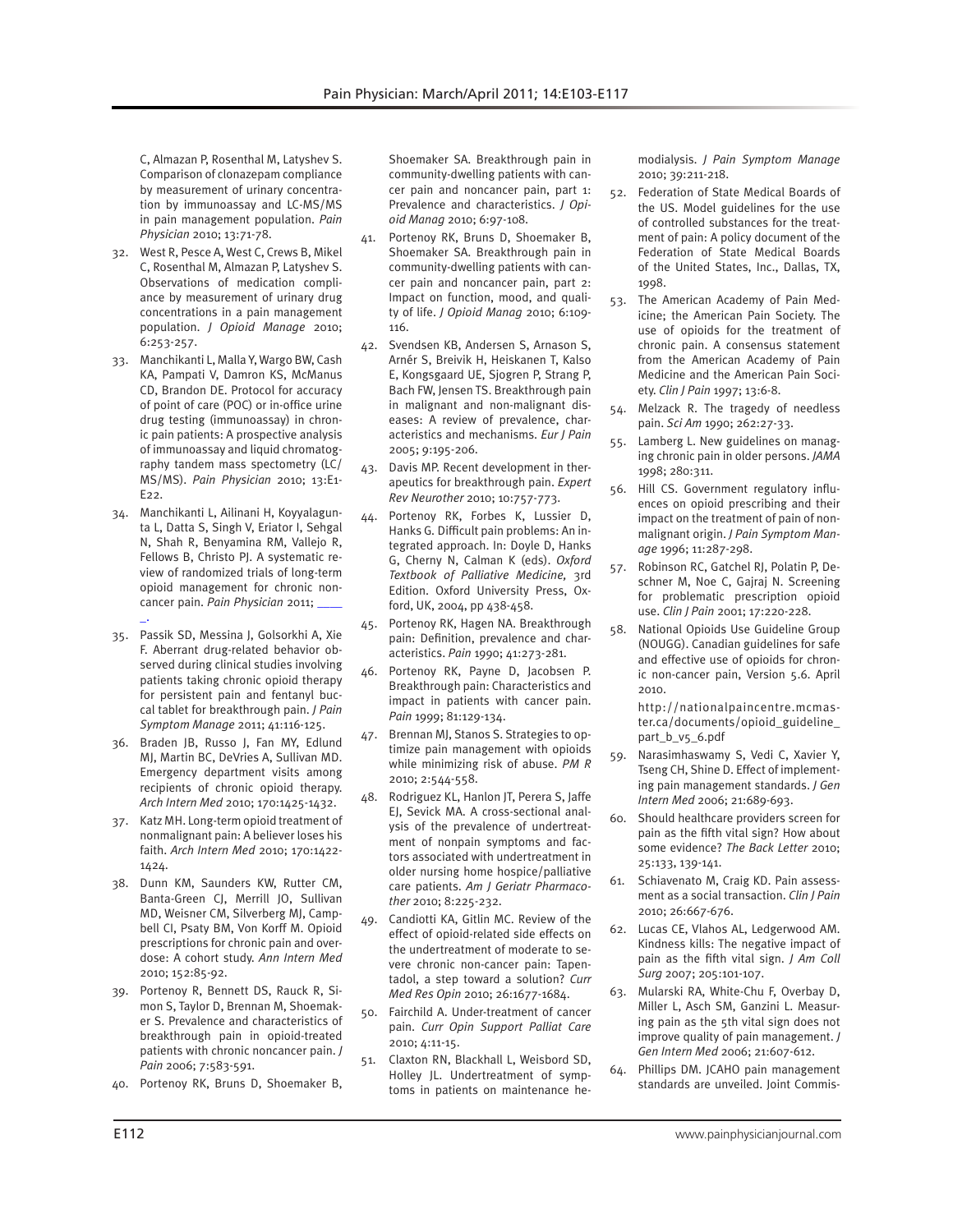C, Almazan P, Rosenthal M, Latyshev S. Comparison of clonazepam compliance by measurement of urinary concentration by immunoassay and LC-MS/MS in pain management population. *Pain Physician* 2010; 13:71-78.

32. West R, Pesce A, West C, Crews B, Mikel C, Rosenthal M, Almazan P, Latyshev S. Observations of medication compliance by measurement of urinary drug concentrations in a pain management population. *J Opioid Manage* 2010; 6:253-257.
33. Manchikanti L, Malla Y, Wargo BW, Cash KA, Pampati V, Damron KS, McManus CD, Brandon DE. Protocol for accuracy of point of care (POC) or in-office urine drug testing (immunoassay) in chronic pain patients: A prospective analysis of immunoassay and liquid chromatography tandem mass spectometry (LC/MS/MS). *Pain Physician* 2010; 13:E1-E22.
34. Manchikanti L, Ailinani H, Koyyalagunta L, Datta S, Singh V, Eriator I, Sehgal N, Shah R, Benyamina RM, Vallejo R, Fellows B, Christo PJ. A systematic review of randomized trials of long-term opioid management for chronic non-cancer pain. *Pain Physician* 2011; \_\_\_\_\_.
35. Passik SD, Messina J, Golsorkhi A, Xie F. Aberrant drug-related behavior observed during clinical studies involving patients taking chronic opioid therapy for persistent pain and fentanyl buccal tablet for breakthrough pain. *J Pain Symptom Manage* 2011; 41:116-125.
36. Braden JB, Russo J, Fan MY, Edlund MJ, Martin BC, DeVries A, Sullivan MD. Emergency department visits among recipients of chronic opioid therapy. *Arch Intern Med* 2010; 170:1425-1432.
37. Katz MH. Long-term opioid treatment of nonmalignant pain: A believer loses his faith. *Arch Intern Med* 2010; 170:1422-1424.
38. Dunn KM, Saunders KW, Rutter CM, Banta-Green CJ, Merrill JO, Sullivan MD, Weisner CM, Silverberg MJ, Campbell CI, Psaty BM, Von Korff M. Opioid prescriptions for chronic pain and overdose: A cohort study. *Ann Intern Med* 2010; 152:85-92.
39. Portenoy R, Bennett DS, Rauck R, Simon S, Taylor D, Brennan M, Shoemaker S. Prevalence and characteristics of breakthrough pain in opioid-treated patients with chronic noncancer pain. *J Pain* 2006; 7:583-591.
40. Portenoy RK, Bruns D, Shoemaker B, Shoemaker SA. Breakthrough pain in community-dwelling patients with cancer pain and noncancer pain, part 1: Prevalence and characteristics. *J Opioid Manag* 2010; 6:97-108.
41. Portenoy RK, Bruns D, Shoemaker B, Shoemaker SA. Breakthrough pain in community-dwelling patients with cancer pain and noncancer pain, part 2: Impact on function, mood, and quality of life. *J Opioid Manag* 2010; 6:109-116.
42. Svendsen KB, Andersen S, Arnason S, Arnér S, Breivik H, Heiskanen T, Kalso E, Kongsgaard UE, Sjogren P, Strang P, Bach FW, Jensen TS. Breakthrough pain in malignant and non-malignant diseases: A review of prevalence, characteristics and mechanisms. *Eur J Pain* 2005; 9:195-206.
43. Davis MP. Recent development in therapeutics for breakthrough pain. *Expert Rev Neurother* 2010; 10:757-773.
44. Portenoy RK, Forbes K, Lussier D, Hanks G. Difficult pain problems: An integrated approach. In: Doyle D, Hanks G, Cherny N, Calman K (eds). *Oxford Textbook of Palliative Medicine,* 3rd Edition. Oxford University Press, Oxford, UK, 2004, pp 438-458.
45. Portenoy RK, Hagen NA. Breakthrough pain: Definition, prevalence and characteristics. *Pain* 1990; 41:273-281.
46. Portenoy RK, Payne D, Jacobsen P. Breakthrough pain: Characteristics and impact in patients with cancer pain. *Pain* 1999; 81:129-134.
47. Brennan MJ, Stanos S. Strategies to optimize pain management with opioids while minimizing risk of abuse. *PM R* 2010; 2:544-558.
48. Rodriguez KL, Hanlon JT, Perera S, Jaffe EJ, Sevick MA. A cross-sectional analysis of the prevalence of undertreatment of nonpain symptoms and factors associated with undertreatment in older nursing home hospice/palliative care patients. *Am J Geriatr Pharmacother* 2010; 8:225-232.
49. Candiotti KA, Gitlin MC. Review of the effect of opioid-related side effects on the undertreatment of moderate to severe chronic non-cancer pain: Tapentadol, a step toward a solution? *Curr Med Res Opin* 2010; 26:1677-1684.
50. Fairchild A. Under-treatment of cancer pain. *Curr Opin Support Palliat Care* 2010; 4:11-15.
51. Claxton RN, Blackhall L, Weisbord SD, Holley JL. Undertreatment of symptoms in patients on maintenance hemodialysis. *J Pain Symptom Manage* 2010; 39:211-218.
52. Federation of State Medical Boards of the US. Model guidelines for the use of controlled substances for the treatment of pain: A policy document of the Federation of State Medical Boards of the United States, Inc., Dallas, TX, 1998.
53. The American Academy of Pain Medicine; the American Pain Society. The use of opioids for the treatment of chronic pain. A consensus statement from the American Academy of Pain Medicine and the American Pain Society. *Clin J Pain* 1997; 13:6-8.
54. Melzack R. The tragedy of needless pain. *Sci Am* 1990; 262:27-33.
55. Lamberg L. New guidelines on managing chronic pain in older persons. *JAMA* 1998; 280:311.
56. Hill CS. Government regulatory influences on opioid prescribing and their impact on the treatment of pain of nonmalignant origin. *J Pain Symptom Manage* 1996; 11:287-298.
57. Robinson RC, Gatchel RJ, Polatin P, Deschner M, Noe C, Gajraj N. Screening for problematic prescription opioid use. *Clin J Pain* 2001; 17:220-228.
58. National Opioids Use Guideline Group (NOUGG). Canadian guidelines for safe and effective use of opioids for chronic non-cancer pain, Version 5.6. April 2010.
    http://nationalpaincentre.mcmaster.ca/documents/opioid_guideline_part_b_v5_6.pdf
59. Narasimhaswamy S, Vedi C, Xavier Y, Tseng CH, Shine D. Effect of implementing pain management standards. *J Gen Intern Med* 2006; 21:689-693.
60. Should healthcare providers screen for pain as the fifth vital sign? How about some evidence? *The Back Letter* 2010; 25:133, 139-141.
61. Schiavenato M, Craig KD. Pain assessment as a social transaction. *Clin J Pain* 2010; 26:667-676.
62. Lucas CE, Vlahos AL, Ledgerwood AM. Kindness kills: The negative impact of pain as the fifth vital sign. *J Am Coll Surg* 2007; 205:101-107.
63. Mularski RA, White-Chu F, Overbay D, Miller L, Asch SM, Ganzini L. Measuring pain as the 5th vital sign does not improve quality of pain management. *J Gen Intern Med* 2006; 21:607-612.
64. Phillips DM. JCAHO pain management standards are unveiled. Joint Commis-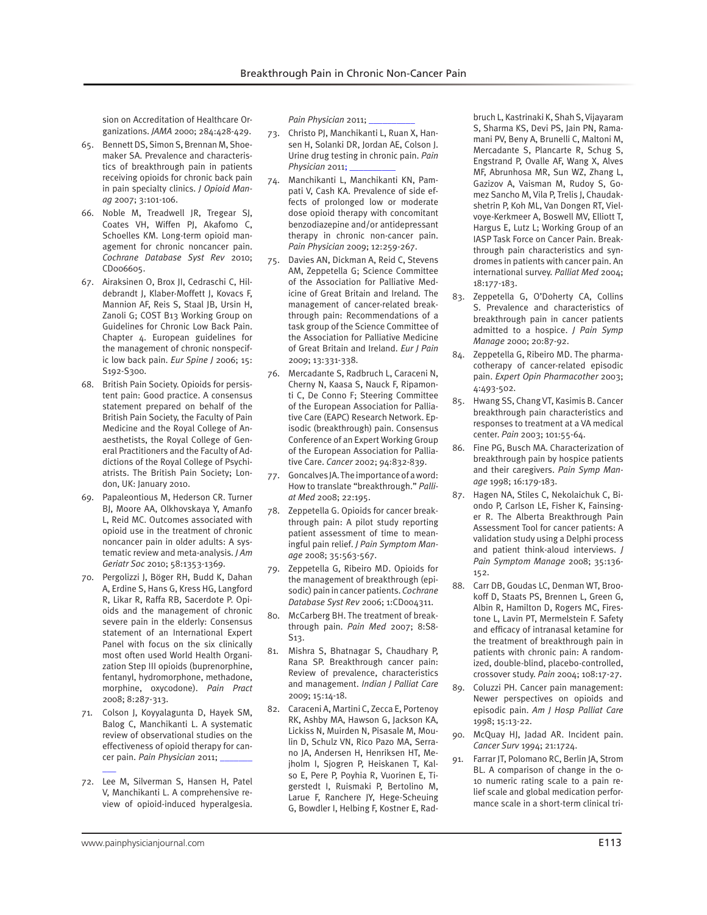sion on Accreditation of Healthcare Organizations. *JAMA* 2000; 284:428-429.

65. Bennett DS, Simon S, Brennan M, Shoemaker SA. Prevalence and characteristics of breakthrough pain in patients receiving opioids for chronic back pain in pain specialty clinics. *J Opioid Manag* 2007; 3:101-106.
66. Noble M, Treadwell JR, Tregear SJ, Coates VH, Wiffen PJ, Akafomo C, Schoelles KM. Long-term opioid management for chronic noncancer pain. *Cochrane Database Syst Rev* 2010; CD006605.
67. Airaksinen O, Brox JI, Cedraschi C, Hildebrandt J, Klaber-Moffett J, Kovacs F, Mannion AF, Reis S, Staal JB, Ursin H, Zanoli G; COST B13 Working Group on Guidelines for Chronic Low Back Pain. Chapter 4. European guidelines for the management of chronic nonspecific low back pain. *Eur Spine J* 2006; 15: S192-S300.
68. British Pain Society. Opioids for persistent pain: Good practice. A consensus statement prepared on behalf of the British Pain Society, the Faculty of Pain Medicine and the Royal College of Anaesthetists, the Royal College of General Practitioners and the Faculty of Addictions of the Royal College of Psychiatrists. The British Pain Society; London, UK: January 2010.
69. Papaleontious M, Hederson CR. Turner BJ, Moore AA, Olkhovskaya Y, Amanfo L, Reid MC. Outcomes associated with opioid use in the treatment of chronic noncancer pain in older adults: A systematic review and meta-analysis. *J Am Geriatr Soc* 2010; 58:1353-1369.
70. Pergolizzi J, Böger RH, Budd K, Dahan A, Erdine S, Hans G, Kress HG, Langford R, Likar R, Raffa RB, Sacerdote P. Opioids and the management of chronic severe pain in the elderly: Consensus statement of an International Expert Panel with focus on the six clinically most often used World Health Organization Step III opioids (buprenorphine, fentanyl, hydromorphone, methadone, morphine, oxycodone). *Pain Pract* 2008; 8:287-313.
71. Colson J, Koyyalagunta D, Hayek SM, Balog C, Manchikanti L. A systematic review of observational studies on the effectiveness of opioid therapy for cancer pain. *Pain Physician* 2011; ________
72. Lee M, Silverman S, Hansen H, Patel V, Manchikanti L. A comprehensive review of opioid-induced hyperalgesia. *Pain Physician* 2011; ________
73. Christo PJ, Manchikanti L, Ruan X, Hansen H, Solanki DR, Jordan AE, Colson J. Urine drug testing in chronic pain. *Pain Physician* 2011; ________
74. Manchikanti L, Manchikanti KN, Pampati V, Cash KA. Prevalence of side effects of prolonged low or moderate dose opioid therapy with concomitant benzodiazepine and/or antidepressant therapy in chronic non-cancer pain. *Pain Physician* 2009; 12:259-267.
75. Davies AN, Dickman A, Reid C, Stevens AM, Zeppetella G; Science Committee of the Association for Palliative Medicine of Great Britain and Ireland. The management of cancer-related breakthrough pain: Recommendations of a task group of the Science Committee of the Association for Palliative Medicine of Great Britain and Ireland. *Eur J Pain* 2009; 13:331-338.
76. Mercadante S, Radbruch L, Caraceni N, Cherny N, Kaasa S, Nauck F, Ripamonti C, De Conno F; Steering Committee of the European Association for Palliative Care (EAPC) Research Network. Episodic (breakthrough) pain. Consensus Conference of an Expert Working Group of the European Association for Palliative Care. *Cancer* 2002; 94:832-839.
77. Goncalves JA. The importance of a word: How to translate "breakthrough." *Palliat Med* 2008; 22:195.
78. Zeppetella G. Opioids for cancer breakthrough pain: A pilot study reporting patient assessment of time to meaningful pain relief. *J Pain Symptom Manage* 2008; 35:563-567.
79. Zeppetella G, Ribeiro MD. Opioids for the management of breakthrough (episodic) pain in cancer patients. *Cochrane Database Syst Rev* 2006; 1:CD004311.
80. McCarberg BH. The treatment of breakthrough pain. *Pain Med* 2007; 8:S8-S13.
81. Mishra S, Bhatnagar S, Chaudhary P, Rana SP. Breakthrough cancer pain: Review of prevalence, characteristics and management. *Indian J Palliat Care* 2009; 15:14-18.
82. Caraceni A, Martini C, Zecca E, Portenoy RK, Ashby MA, Hawson G, Jackson KA, Lickiss N, Muirden N, Pisasale M, Moulin D, Schulz VN, Rico Pazo MA, Serrano JA, Andersen H, Henriksen HT, Mejholm I, Sjogren P, Heiskanen T, Kalso E, Pere P, Poyhia R, Vuorinen E, Tigerstedt I, Ruismaki P, Bertolino M, Larue F, Ranchere JY, Hege-Scheuing G, Bowdler I, Helbing F, Kostner E, Radbruch L, Kastrinaki K, Shah S, Vijayaram S, Sharma KS, Devi PS, Jain PN, Ramamani PV, Beny A, Brunelli C, Maltoni M, Mercadante S, Plancarte R, Schug S, Engstrand P, Ovalle AF, Wang X, Alves MF, Abrunhosa MR, Sun WZ, Zhang L, Gazizov A, Vaisman M, Rudoy S, Gomez Sancho M, Vila P, Trelis J, Chaudakshetrin P, Koh ML, Van Dongen RT, Vielvoye-Kerkmeer A, Boswell MV, Elliott T, Hargus E, Lutz L; Working Group of an IASP Task Force on Cancer Pain. Breakthrough pain characteristics and syndromes in patients with cancer pain. An international survey. *Palliat Med* 2004; 18:177-183.
83. Zeppetella G, O'Doherty CA, Collins S. Prevalence and characteristics of breakthrough pain in cancer patients admitted to a hospice. *J Pain Symp Manage* 2000; 20:87-92.
84. Zeppetella G, Ribeiro MD. The pharmacotherapy of cancer-related episodic pain. *Expert Opin Pharmacother* 2003; 4:493-502.
85. Hwang SS, Chang VT, Kasimis B. Cancer breakthrough pain characteristics and responses to treatment at a VA medical center. *Pain* 2003; 101:55-64.
86. Fine PG, Busch MA. Characterization of breakthrough pain by hospice patients and their caregivers. *Pain Symp Manage* 1998; 16:179-183.
87. Hagen NA, Stiles C, Nekolaichuk C, Biondo P, Carlson LE, Fisher K, Fainsinger R. The Alberta Breakthrough Pain Assessment Tool for cancer patients: A validation study using a Delphi process and patient think-aloud interviews. *J Pain Symptom Manage* 2008; 35:136-152.
88. Carr DB, Goudas LC, Denman WT, Brookoff D, Staats PS, Brennen L, Green G, Albin R, Hamilton D, Rogers MC, Firestone L, Lavin PT, Mermelstein F. Safety and efficacy of intranasal ketamine for the treatment of breakthrough pain in patients with chronic pain: A randomized, double-blind, placebo-controlled, crossover study. *Pain* 2004; 108:17-27.
89. Coluzzi PH. Cancer pain management: Newer perspectives on opioids and episodic pain. *Am J Hosp Palliat Care* 1998; 15:13-22.
90. McQuay HJ, Jadad AR. Incident pain. *Cancer Surv* 1994; 21:1724.
91. Farrar JT, Polomano RC, Berlin JA, Strom BL. A comparison of change in the 0-10 numeric rating scale to a pain relief scale and global medication performance scale in a short-term clinical tri-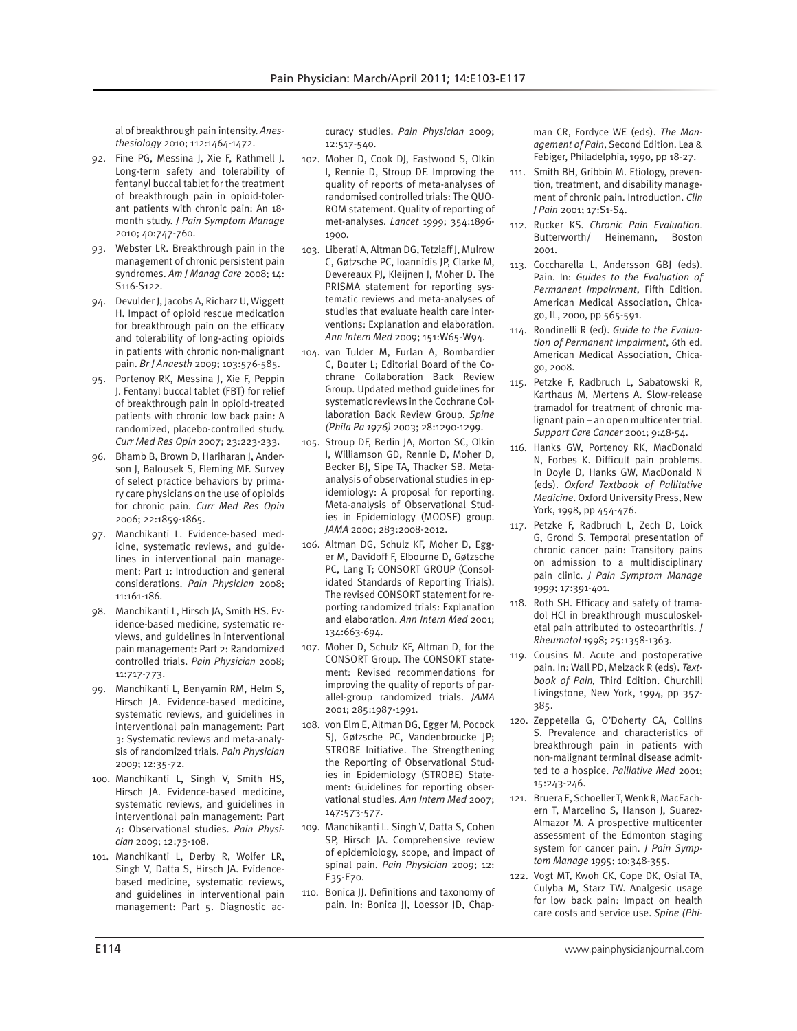al of breakthrough pain intensity. *Anesthesiology* 2010; 112:1464-1472.

92. Fine PG, Messina J, Xie F, Rathmell J. Long-term safety and tolerability of fentanyl buccal tablet for the treatment of breakthrough pain in opioid-tolerant patients with chronic pain: An 18-month study. *J Pain Symptom Manage* 2010; 40:747-760.
93. Webster LR. Breakthrough pain in the management of chronic persistent pain syndromes. *Am J Manag Care* 2008; 14: S116-S122.
94. Devulder J, Jacobs A, Richarz U, Wiggett H. Impact of opioid rescue medication for breakthrough pain on the efficacy and tolerability of long-acting opioids in patients with chronic non-malignant pain. *Br J Anaesth* 2009; 103:576-585.
95. Portenoy RK, Messina J, Xie F, Peppin J. Fentanyl buccal tablet (FBT) for relief of breakthrough pain in opioid-treated patients with chronic low back pain: A randomized, placebo-controlled study. *Curr Med Res Opin* 2007; 23:223-233.
96. Bhamb B, Brown D, Hariharan J, Anderson J, Balousek S, Fleming MF. Survey of select practice behaviors by primary care physicians on the use of opioids for chronic pain. *Curr Med Res Opin* 2006; 22:1859-1865.
97. Manchikanti L. Evidence-based medicine, systematic reviews, and guidelines in interventional pain management: Part 1: Introduction and general considerations. *Pain Physician* 2008; 11:161-186.
98. Manchikanti L, Hirsch JA, Smith HS. Evidence-based medicine, systematic reviews, and guidelines in interventional pain management: Part 2: Randomized controlled trials. *Pain Physician* 2008; 11:717-773.
99. Manchikanti L, Benyamin RM, Helm S, Hirsch JA. Evidence-based medicine, systematic reviews, and guidelines in interventional pain management: Part 3: Systematic reviews and meta-analysis of randomized trials. *Pain Physician* 2009; 12:35-72.
100. Manchikanti L, Singh V, Smith HS, Hirsch JA. Evidence-based medicine, systematic reviews, and guidelines in interventional pain management: Part 4: Observational studies. *Pain Physician* 2009; 12:73-108.
101. Manchikanti L, Derby R, Wolfer LR, Singh V, Datta S, Hirsch JA. Evidence-based medicine, systematic reviews, and guidelines in interventional pain management: Part 5. Diagnostic accuracy studies. *Pain Physician* 2009; 12:517-540.
102. Moher D, Cook DJ, Eastwood S, Olkin I, Rennie D, Stroup DF. Improving the quality of reports of meta-analyses of randomised controlled trials: The QUOROM statement. Quality of reporting of met-analyses. *Lancet* 1999; 354:1896-1900.
103. Liberati A, Altman DG, Tetzlaff J, Mulrow C, Gøtzsche PC, Ioannidis JP, Clarke M, Devereaux PJ, Kleijnen J, Moher D. The PRISMA statement for reporting systematic reviews and meta-analyses of studies that evaluate health care interventions: Explanation and elaboration. *Ann Intern Med* 2009; 151:W65-W94.
104. van Tulder M, Furlan A, Bombardier C, Bouter L; Editorial Board of the Cochrane Collaboration Back Review Group. Updated method guidelines for systematic reviews in the Cochrane Collaboration Back Review Group. *Spine (Phila Pa 1976)* 2003; 28:1290-1299.
105. Stroup DF, Berlin JA, Morton SC, Olkin I, Williamson GD, Rennie D, Moher D, Becker BJ, Sipe TA, Thacker SB. Meta-analysis of observational studies in epidemiology: A proposal for reporting. Meta-analysis of Observational Studies in Epidemiology (MOOSE) group. *JAMA* 2000; 283:2008-2012.
106. Altman DG, Schulz KF, Moher D, Egger M, Davidoff F, Elbourne D, Gøtzsche PC, Lang T; CONSORT GROUP (Consolidated Standards of Reporting Trials). The revised CONSORT statement for reporting randomized trials: Explanation and elaboration. *Ann Intern Med* 2001; 134:663-694.
107. Moher D, Schulz KF, Altman D, for the CONSORT Group. The CONSORT statement: Revised recommendations for improving the quality of reports of parallel-group randomized trials. *JAMA* 2001; 285:1987-1991.
108. von Elm E, Altman DG, Egger M, Pocock SJ, Gøtzsche PC, Vandenbroucke JP; STROBE Initiative. The Strengthening the Reporting of Observational Studies in Epidemiology (STROBE) Statement: Guidelines for reporting observational studies. *Ann Intern Med* 2007; 147:573-577.
109. Manchikanti L. Singh V, Datta S, Cohen SP, Hirsch JA. Comprehensive review of epidemiology, scope, and impact of spinal pain. *Pain Physician* 2009; 12: E35-E70.
110. Bonica JJ. Definitions and taxonomy of pain. In: Bonica JJ, Loessor JD, Chapman CR, Fordyce WE (eds). *The Management of Pain*, Second Edition. Lea & Febiger, Philadelphia, 1990, pp 18-27.
111. Smith BH, Gribbin M. Etiology, prevention, treatment, and disability management of chronic pain. Introduction. *Clin J Pain* 2001; 17:S1-S4.
112. Rucker KS. *Chronic Pain Evaluation*. Butterworth/ Heinemann, Boston 2001.
113. Coccharella L, Andersson GBJ (eds). Pain. In: *Guides to the Evaluation of Permanent Impairment*, Fifth Edition. American Medical Association, Chicago, IL, 2000, pp 565-591.
114. Rondinelli R (ed). *Guide to the Evaluation of Permanent Impairment*, 6th ed. American Medical Association, Chicago, 2008.
115. Petzke F, Radbruch L, Sabatowski R, Karthaus M, Mertens A. Slow-release tramadol for treatment of chronic malignant pain – an open multicenter trial. *Support Care Cancer* 2001; 9:48-54.
116. Hanks GW, Portenoy RK, MacDonald N, Forbes K. Difficult pain problems. In Doyle D, Hanks GW, MacDonald N (eds). *Oxford Textbook of Pallitative Medicine*. Oxford University Press, New York, 1998, pp 454-476.
117. Petzke F, Radbruch L, Zech D, Loick G, Grond S. Temporal presentation of chronic cancer pain: Transitory pains on admission to a multidisciplinary pain clinic. *J Pain Symptom Manage* 1999; 17:391-401.
118. Roth SH. Efficacy and safety of tramadol HCl in breakthrough musculoskeletal pain attributed to osteoarthritis. *J Rheumatol* 1998; 25:1358-1363.
119. Cousins M. Acute and postoperative pain. In: Wall PD, Melzack R (eds). *Textbook of Pain,* Third Edition. Churchill Livingstone, New York, 1994, pp 357-385.
120. Zeppetella G, O'Doherty CA, Collins S. Prevalence and characteristics of breakthrough pain in patients with non-malignant terminal disease admitted to a hospice. *Palliative Med* 2001; 15:243-246.
121. Bruera E, Schoeller T, Wenk R, MacEachern T, Marcelino S, Hanson J, Suarez-Almazor M. A prospective multicenter assessment of the Edmonton staging system for cancer pain. *J Pain Symptom Manage* 1995; 10:348-355.
122. Vogt MT, Kwoh CK, Cope DK, Osial TA, Culyba M, Starz TW. Analgesic usage for low back pain: Impact on health care costs and service use. *Spine (Phi-*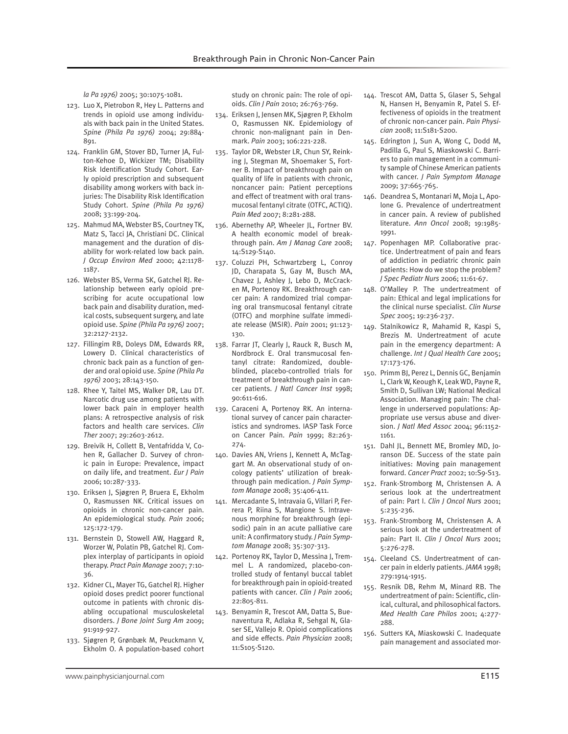*la Pa 1976)* 2005; 30:1075-1081.

123. Luo X, Pietrobon R, Hey L. Patterns and trends in opioid use among individuals with back pain in the United States. *Spine (Phila Pa 1976)* 2004; 29:884-891.
124. Franklin GM, Stover BD, Turner JA, Fulton-Kehoe D, Wickizer TM; Disability Risk Identification Study Cohort. Early opioid prescription and subsequent disability among workers with back injuries: The Disability Risk Identification Study Cohort. *Spine (Phila Pa 1976)* 2008; 33:199-204.
125. Mahmud MA, Webster BS, Courtney TK, Matz S, Tacci JA, Christiani DC. Clinical management and the duration of disability for work-related low back pain. *J Occup Environ Med* 2000; 42:1178-1187.
126. Webster BS, Verma SK, Gatchel RJ. Relationship between early opioid prescribing for acute occupational low back pain and disability duration, medical costs, subsequent surgery, and late opioid use. *Spine (Phila Pa 1976)* 2007; 32:2127-2132.
127. Fillingim RB, Doleys DM, Edwards RR, Lowery D. Clinical characteristics of chronic back pain as a function of gender and oral opioid use. *Spine (Phila Pa 1976)* 2003; 28:143-150.
128. Rhee Y, Taitel MS, Walker DR, Lau DT. Narcotic drug use among patients with lower back pain in employer health plans: A retrospective analysis of risk factors and health care services. *Clin Ther* 2007; 29:2603-2612.
129. Breivik H, Collett B, Ventafridda V, Cohen R, Gallacher D. Survey of chronic pain in Europe: Prevalence, impact on daily life, and treatment. *Eur J Pain* 2006; 10:287-333.
130. Eriksen J, Sjøgren P, Bruera E, Ekholm O, Rasmussen NK. Critical issues on opioids in chronic non-cancer pain. An epidemiological study. *Pain* 2006; 125:172-179.
131. Bernstein D, Stowell AW, Haggard R, Worzer W, Polatin PB, Gatchel RJ. Complex interplay of participants in opioid therapy. *Pract Pain Manage* 2007; 7:10-36.
132. Kidner CL, Mayer TG, Gatchel RJ. Higher opioid doses predict poorer functional outcome in patients with chronic disabling occupational musculoskeletal disorders. *J Bone Joint Surg Am* 2009; 91:919-927.
133. Sjøgren P, Grønbæk M, Peuckmann V, Ekholm O. A population-based cohort study on chronic pain: The role of opioids. *Clin J Pain* 2010; 26:763-769.
134. Eriksen J, Jensen MK, Sjøgren P, Ekholm O, Rasmussen NK. Epidemiology of chronic non-malignant pain in Denmark. *Pain* 2003; 106:221-228.
135. Taylor DR, Webster LR, Chun SY, Reinking J, Stegman M, Shoemaker S, Fortner B. Impact of breakthrough pain on quality of life in patients with chronic, noncancer pain: Patient perceptions and effect of treatment with oral transmucosal fentanyl citrate (OTFC, ACTIQ). *Pain Med* 2007; 8:281-288.
136. Abernethy AP, Wheeler JL, Fortner BV. A health economic model of breakthrough pain. *Am J Manag Care* 2008; 14:S129-S140.
137. Coluzzi PH, Schwartzberg L, Conroy JD, Charapata S, Gay M, Busch MA, Chavez J, Ashley J, Lebo D, McCracken M, Portenoy RK. Breakthrough cancer pain: A randomized trial comparing oral transmucosal fentanyl citrate (OTFC) and morphine sulfate immediate release (MSIR). *Pain* 2001; 91:123-130.
138. Farrar JT, Clearly J, Rauck R, Busch M, Nordbrock E. Oral transmucosal fentanyl citrate: Randomized, double-blinded, placebo-controlled trials for treatment of breakthrough pain in cancer patients. *J Natl Cancer Inst* 1998; 90:611-616.
139. Caraceni A, Portenoy RK. An international survey of cancer pain characteristics and syndromes. IASP Task Force on Cancer Pain. *Pain* 1999; 82:263-274.
140. Davies AN, Vriens J, Kennett A, McTaggart M. An observational study of oncology patients' utilization of breakthrough pain medication. *J Pain Symptom Manage* 2008; 35:406-411.
141. Mercadante S, Intravaia G, Villari P, Ferrera P, Riina S, Mangione S. Intravenous morphine for breakthrough (episodic) pain in an acute palliative care unit: A confirmatory study. *J Pain Symptom Manage* 2008; 35:307-313.
142. Portenoy RK, Taylor D, Messina J, Tremmel L. A randomized, placebo-controlled study of fentanyl buccal tablet for breakthrough pain in opioid-treated patients with cancer. *Clin J Pain* 2006; 22:805-811.
143. Benyamin R, Trescot AM, Datta S, Buenaventura R, Adlaka R, Sehgal N, Glaser SE, Vallejo R. Opioid complications and side effects. *Pain Physician* 2008; 11:S105-S120.
144. Trescot AM, Datta S, Glaser S, Sehgal N, Hansen H, Benyamin R, Patel S. Effectiveness of opioids in the treatment of chronic non-cancer pain. *Pain Physician* 2008; 11:S181-S200.
145. Edrington J, Sun A, Wong C, Dodd M, Padilla G, Paul S, Miaskowski C. Barriers to pain management in a community sample of Chinese American patients with cancer. *J Pain Symptom Manage* 2009; 37:665-765.
146. Deandrea S, Montanari M, Moja L, Apolone G. Prevalence of undertreatment in cancer pain. A review of published literature. *Ann Oncol* 2008; 19:1985-1991.
147. Popenhagen MP. Collaborative practice. Undertreatment of pain and fears of addiction in pediatric chronic pain patients: How do we stop the problem? *J Spec Pediatr Nurs* 2006; 11:61-67.
148. O'Malley P. The undertreatment of pain: Ethical and legal implications for the clinical nurse specialist. *Clin Nurse Spec* 2005; 19:236-237.
149. Stalnikowicz R, Mahamid R, Kaspi S, Brezis M. Undertreatment of acute pain in the emergency department: A challenge. *Int J Qual Health Care* 2005; 17:173-176.
150. Primm BJ, Perez L, Dennis GC, Benjamin L, Clark W, Keough K, Leak WD, Payne R, Smith D, Sullivan LW; National Medical Association. Managing pain: The challenge in underserved populations: Appropriate use versus abuse and diversion. *J Natl Med Assoc* 2004; 96:1152-1161.
151. Dahl JL, Bennett ME, Bromley MD, Joranson DE. Success of the state pain initiatives: Moving pain management forward. *Cancer Pract* 2002; 10:S9-S13.
152. Frank-Stromborg M, Christensen A. A serious look at the undertreatment of pain: Part I. *Clin J Oncol Nurs* 2001; 5:235-236.
153. Frank-Stromborg M, Christensen A. A serious look at the undertreatment of pain: Part II. *Clin J Oncol Nurs* 2001; 5:276-278.
154. Cleeland CS. Undertreatment of cancer pain in elderly patients. *JAMA* 1998; 279:1914-1915.
155. Resnik DB, Rehm M, Minard RB. The undertreatment of pain: Scientific, clinical, cultural, and philosophical factors. *Med Health Care Philos* 2001; 4:277-288.
156. Sutters KA, Miaskowski C. Inadequate pain management and associated mor-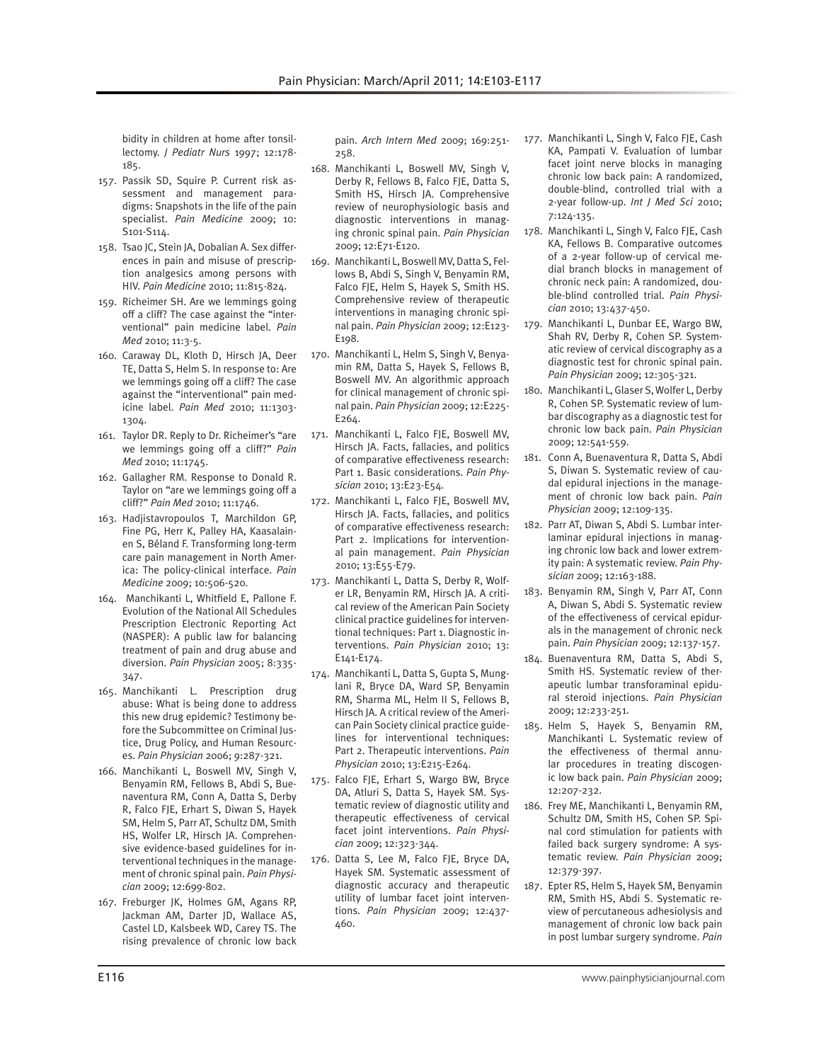bidity in children at home after tonsillectomy. *J Pediatr Nurs* 1997; 12:178-185.

157. Passik SD, Squire P. Current risk assessment and management paradigms: Snapshots in the life of the pain specialist. *Pain Medicine* 2009; 10: S101-S114.
158. Tsao JC, Stein JA, Dobalian A. Sex differences in pain and misuse of prescription analgesics among persons with HIV. *Pain Medicine* 2010; 11:815-824.
159. Richeimer SH. Are we lemmings going off a cliff? The case against the "interventional" pain medicine label. *Pain Med* 2010; 11:3-5.
160. Caraway DL, Kloth D, Hirsch JA, Deer TE, Datta S, Helm S. In response to: Are we lemmings going off a cliff? The case against the "interventional" pain medicine label. *Pain Med* 2010; 11:1303-1304.
161. Taylor DR. Reply to Dr. Richeimer's "are we lemmings going off a cliff?" *Pain Med* 2010; 11:1745.
162. Gallagher RM. Response to Donald R. Taylor on "are we lemmings going off a cliff?" *Pain Med* 2010; 11:1746.
163. Hadjistavropoulos T, Marchildon GP, Fine PG, Herr K, Palley HA, Kaasalainen S, Béland F. Transforming long-term care pain management in North America: The policy-clinical interface. *Pain Medicine* 2009; 10:506-520.
164. Manchikanti L, Whitfield E, Pallone F. Evolution of the National All Schedules Prescription Electronic Reporting Act (NASPER): A public law for balancing treatment of pain and drug abuse and diversion. *Pain Physician* 2005; 8:335-347.
165. Manchikanti L. Prescription drug abuse: What is being done to address this new drug epidemic? Testimony before the Subcommittee on Criminal Justice, Drug Policy, and Human Resources. *Pain Physician* 2006; 9:287-321.
166. Manchikanti L, Boswell MV, Singh V, Benyamin RM, Fellows B, Abdi S, Buenaventura RM, Conn A, Datta S, Derby R, Falco FJE, Erhart S, Diwan S, Hayek SM, Helm S, Parr AT, Schultz DM, Smith HS, Wolfer LR, Hirsch JA. Comprehensive evidence-based guidelines for interventional techniques in the management of chronic spinal pain. *Pain Physician* 2009; 12:699-802.
167. Freburger JK, Holmes GM, Agans RP, Jackman AM, Darter JD, Wallace AS, Castel LD, Kalsbeek WD, Carey TS. The rising prevalence of chronic low back pain. *Arch Intern Med* 2009; 169:251-258.
168. Manchikanti L, Boswell MV, Singh V, Derby R, Fellows B, Falco FJE, Datta S, Smith HS, Hirsch JA. Comprehensive review of neurophysiologic basis and diagnostic interventions in managing chronic spinal pain. *Pain Physician* 2009; 12:E71-E120.
169. Manchikanti L, Boswell MV, Datta S, Fellows B, Abdi S, Singh V, Benyamin RM, Falco FJE, Helm S, Hayek S, Smith HS. Comprehensive review of therapeutic interventions in managing chronic spinal pain. *Pain Physician* 2009; 12:E123-E198.
170. Manchikanti L, Helm S, Singh V, Benyamin RM, Datta S, Hayek S, Fellows B, Boswell MV. An algorithmic approach for clinical management of chronic spinal pain. *Pain Physician* 2009; 12:E225-E264.
171. Manchikanti L, Falco FJE, Boswell MV, Hirsch JA. Facts, fallacies, and politics of comparative effectiveness research: Part 1. Basic considerations. *Pain Physician* 2010; 13:E23-E54.
172. Manchikanti L, Falco FJE, Boswell MV, Hirsch JA. Facts, fallacies, and politics of comparative effectiveness research: Part 2. Implications for interventional pain management. *Pain Physician* 2010; 13:E55-E79.
173. Manchikanti L, Datta S, Derby R, Wolfer LR, Benyamin RM, Hirsch JA. A critical review of the American Pain Society clinical practice guidelines for interventional techniques: Part 1. Diagnostic interventions. *Pain Physician* 2010; 13: E141-E174.
174. Manchikanti L, Datta S, Gupta S, Munglani R, Bryce DA, Ward SP, Benyamin RM, Sharma ML, Helm II S, Fellows B, Hirsch JA. A critical review of the American Pain Society clinical practice guidelines for interventional techniques: Part 2. Therapeutic interventions. *Pain Physician* 2010; 13:E215-E264.
175. Falco FJE, Erhart S, Wargo BW, Bryce DA, Atluri S, Datta S, Hayek SM. Systematic review of diagnostic utility and therapeutic effectiveness of cervical facet joint interventions. *Pain Physician* 2009; 12:323-344.
176. Datta S, Lee M, Falco FJE, Bryce DA, Hayek SM. Systematic assessment of diagnostic accuracy and therapeutic utility of lumbar facet joint interventions. *Pain Physician* 2009; 12:437-460.
177. Manchikanti L, Singh V, Falco FJE, Cash KA, Pampati V. Evaluation of lumbar facet joint nerve blocks in managing chronic low back pain: A randomized, double-blind, controlled trial with a 2-year follow-up. *Int J Med Sci* 2010; 7:124-135.
178. Manchikanti L, Singh V, Falco FJE, Cash KA, Fellows B. Comparative outcomes of a 2-year follow-up of cervical medial branch blocks in management of chronic neck pain: A randomized, double-blind controlled trial. *Pain Physician* 2010; 13:437-450.
179. Manchikanti L, Dunbar EE, Wargo BW, Shah RV, Derby R, Cohen SP. Systematic review of cervical discography as a diagnostic test for chronic spinal pain. *Pain Physician* 2009; 12:305-321.
180. Manchikanti L, Glaser S, Wolfer L, Derby R, Cohen SP. Systematic review of lumbar discography as a diagnostic test for chronic low back pain. *Pain Physician* 2009; 12:541-559.
181. Conn A, Buenaventura R, Datta S, Abdi S, Diwan S. Systematic review of caudal epidural injections in the management of chronic low back pain. *Pain Physician* 2009; 12:109-135.
182. Parr AT, Diwan S, Abdi S. Lumbar interlaminar epidural injections in managing chronic low back and lower extremity pain: A systematic review. *Pain Physician* 2009; 12:163-188.
183. Benyamin RM, Singh V, Parr AT, Conn A, Diwan S, Abdi S. Systematic review of the effectiveness of cervical epidurals in the management of chronic neck pain. *Pain Physician* 2009; 12:137-157.
184. Buenaventura RM, Datta S, Abdi S, Smith HS. Systematic review of therapeutic lumbar transforaminal epidural steroid injections. *Pain Physician* 2009; 12:233-251.
185. Helm S, Hayek S, Benyamin RM, Manchikanti L. Systematic review of the effectiveness of thermal annular procedures in treating discogenic low back pain. *Pain Physician* 2009; 12:207-232.
186. Frey ME, Manchikanti L, Benyamin RM, Schultz DM, Smith HS, Cohen SP. Spinal cord stimulation for patients with failed back surgery syndrome: A systematic review. *Pain Physician* 2009; 12:379-397.
187. Epter RS, Helm S, Hayek SM, Benyamin RM, Smith HS, Abdi S. Systematic review of percutaneous adhesiolysis and management of chronic low back pain in post lumbar surgery syndrome. *Pain*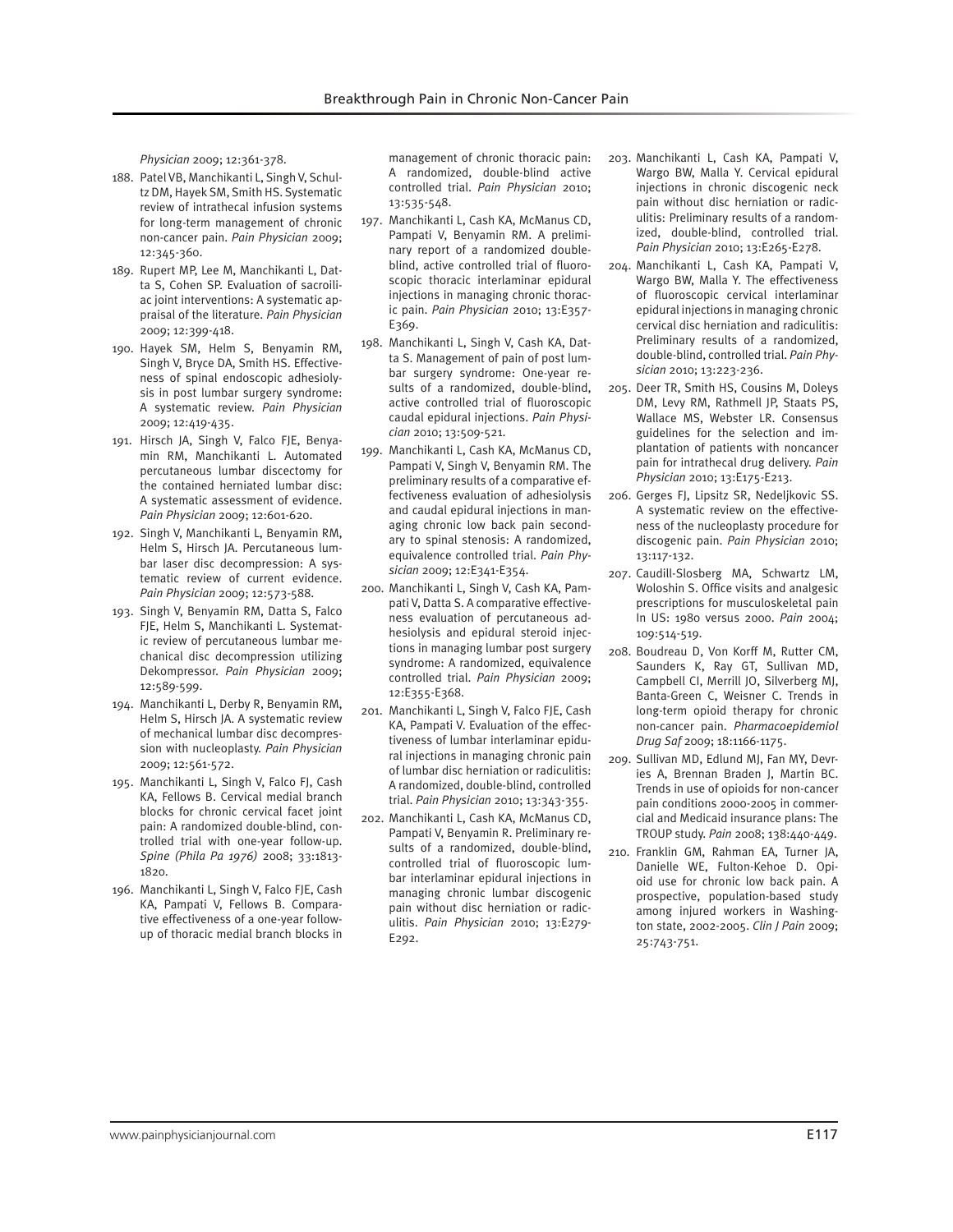*Physician* 2009; 12:361-378.

188. Patel VB, Manchikanti L, Singh V, Schultz DM, Hayek SM, Smith HS. Systematic review of intrathecal infusion systems for long-term management of chronic non-cancer pain. *Pain Physician* 2009; 12:345-360.
189. Rupert MP, Lee M, Manchikanti L, Datta S, Cohen SP. Evaluation of sacroiliac joint interventions: A systematic appraisal of the literature. *Pain Physician* 2009; 12:399-418.
190. Hayek SM, Helm S, Benyamin RM, Singh V, Bryce DA, Smith HS. Effectiveness of spinal endoscopic adhesiolysis in post lumbar surgery syndrome: A systematic review. *Pain Physician* 2009; 12:419-435.
191. Hirsch JA, Singh V, Falco FJE, Benyamin RM, Manchikanti L. Automated percutaneous lumbar discectomy for the contained herniated lumbar disc: A systematic assessment of evidence. *Pain Physician* 2009; 12:601-620.
192. Singh V, Manchikanti L, Benyamin RM, Helm S, Hirsch JA. Percutaneous lumbar laser disc decompression: A systematic review of current evidence. *Pain Physician* 2009; 12:573-588.
193. Singh V, Benyamin RM, Datta S, Falco FJE, Helm S, Manchikanti L. Systematic review of percutaneous lumbar mechanical disc decompression utilizing Dekompressor. *Pain Physician* 2009; 12:589-599.
194. Manchikanti L, Derby R, Benyamin RM, Helm S, Hirsch JA. A systematic review of mechanical lumbar disc decompression with nucleoplasty. *Pain Physician* 2009; 12:561-572.
195. Manchikanti L, Singh V, Falco FJ, Cash KA, Fellows B. Cervical medial branch blocks for chronic cervical facet joint pain: A randomized double-blind, controlled trial with one-year follow-up. *Spine (Phila Pa 1976)* 2008; 33:1813-1820.
196. Manchikanti L, Singh V, Falco FJE, Cash KA, Pampati V, Fellows B. Comparative effectiveness of a one-year follow-up of thoracic medial branch blocks in management of chronic thoracic pain: A randomized, double-blind active controlled trial. *Pain Physician* 2010; 13:535-548.
197. Manchikanti L, Cash KA, McManus CD, Pampati V, Benyamin RM. A preliminary report of a randomized double-blind, active controlled trial of fluoroscopic thoracic interlaminar epidural injections in managing chronic thoracic pain. *Pain Physician* 2010; 13:E357-E369.
198. Manchikanti L, Singh V, Cash KA, Datta S. Management of pain of post lumbar surgery syndrome: One-year results of a randomized, double-blind, active controlled trial of fluoroscopic caudal epidural injections. *Pain Physician* 2010; 13:509-521.
199. Manchikanti L, Cash KA, McManus CD, Pampati V, Singh V, Benyamin RM. The preliminary results of a comparative effectiveness evaluation of adhesiolysis and caudal epidural injections in managing chronic low back pain secondary to spinal stenosis: A randomized, equivalence controlled trial. *Pain Physician* 2009; 12:E341-E354.
200. Manchikanti L, Singh V, Cash KA, Pampati V, Datta S. A comparative effectiveness evaluation of percutaneous adhesiolysis and epidural steroid injections in managing lumbar post surgery syndrome: A randomized, equivalence controlled trial. *Pain Physician* 2009; 12:E355-E368.
201. Manchikanti L, Singh V, Falco FJE, Cash KA, Pampati V. Evaluation of the effectiveness of lumbar interlaminar epidural injections in managing chronic pain of lumbar disc herniation or radiculitis: A randomized, double-blind, controlled trial. *Pain Physician* 2010; 13:343-355.
202. Manchikanti L, Cash KA, McManus CD, Pampati V, Benyamin R. Preliminary results of a randomized, double-blind, controlled trial of fluoroscopic lumbar interlaminar epidural injections in managing chronic lumbar discogenic pain without disc herniation or radiculitis. *Pain Physician* 2010; 13:E279-E292.
203. Manchikanti L, Cash KA, Pampati V, Wargo BW, Malla Y. Cervical epidural injections in chronic discogenic neck pain without disc herniation or radiculitis: Preliminary results of a randomized, double-blind, controlled trial. *Pain Physician* 2010; 13:E265-E278.
204. Manchikanti L, Cash KA, Pampati V, Wargo BW, Malla Y. The effectiveness of fluoroscopic cervical interlaminar epidural injections in managing chronic cervical disc herniation and radiculitis: Preliminary results of a randomized, double-blind, controlled trial. *Pain Physician* 2010; 13:223-236.
205. Deer TR, Smith HS, Cousins M, Doleys DM, Levy RM, Rathmell JP, Staats PS, Wallace MS, Webster LR. Consensus guidelines for the selection and implantation of patients with noncancer pain for intrathecal drug delivery. *Pain Physician* 2010; 13:E175-E213.
206. Gerges FJ, Lipsitz SR, Nedeljkovic SS. A systematic review on the effectiveness of the nucleoplasty procedure for discogenic pain. *Pain Physician* 2010; 13:117-132.
207. Caudill-Slosberg MA, Schwartz LM, Woloshin S. Office visits and analgesic prescriptions for musculoskeletal pain In US: 1980 versus 2000. *Pain* 2004; 109:514-519.
208. Boudreau D, Von Korff M, Rutter CM, Saunders K, Ray GT, Sullivan MD, Campbell CI, Merrill JO, Silverberg MJ, Banta-Green C, Weisner C. Trends in long-term opioid therapy for chronic non-cancer pain. *Pharmacoepidemiol Drug Saf* 2009; 18:1166-1175.
209. Sullivan MD, Edlund MJ, Fan MY, Devries A, Brennan Braden J, Martin BC. Trends in use of opioids for non-cancer pain conditions 2000-2005 in commercial and Medicaid insurance plans: The TROUP study. *Pain* 2008; 138:440-449.
210. Franklin GM, Rahman EA, Turner JA, Danielle WE, Fulton-Kehoe D. Opioid use for chronic low back pain. A prospective, population-based study among injured workers in Washington state, 2002-2005. *Clin J Pain* 2009; 25:743-751.